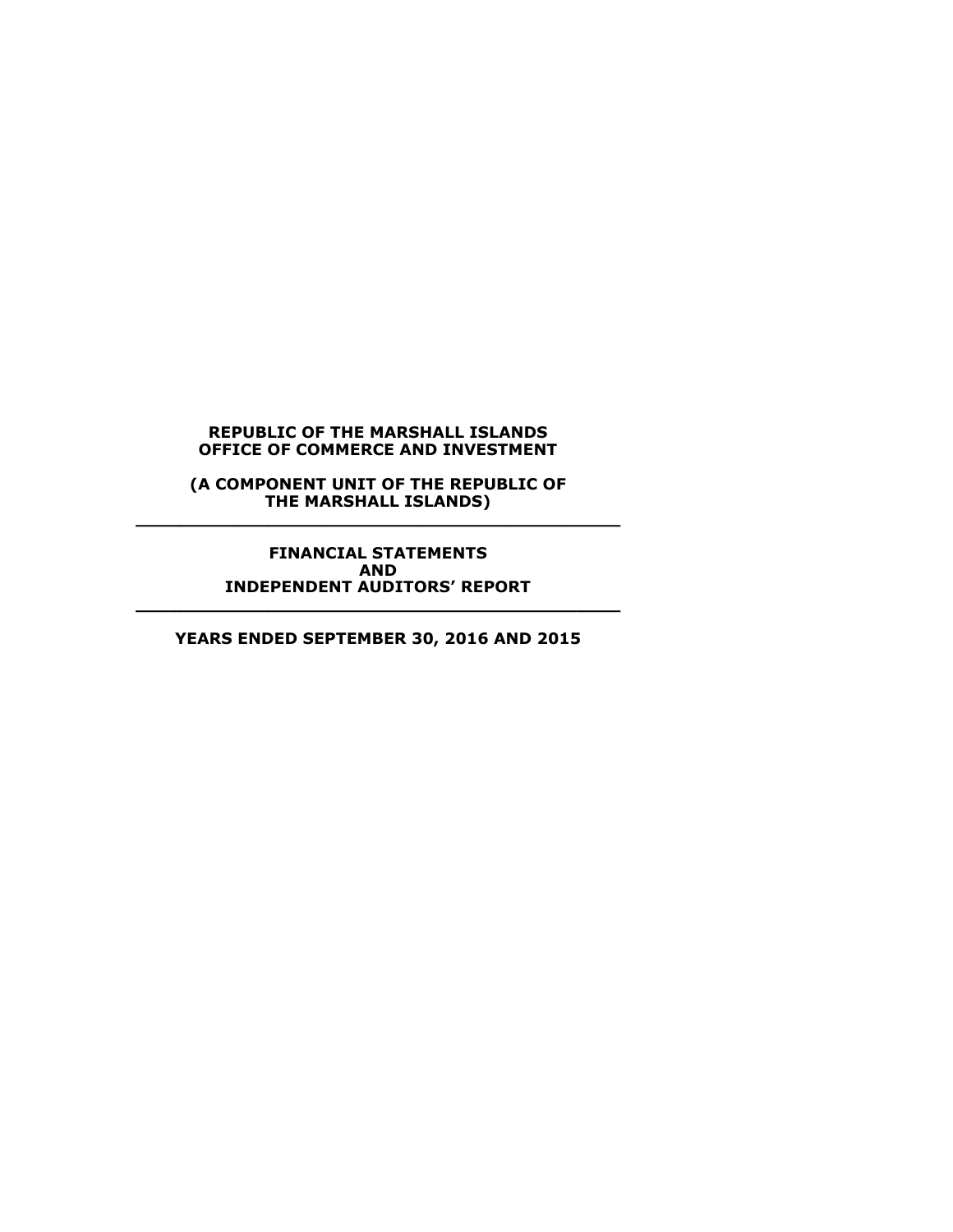**REPUBLIC OF THE MARSHALL ISLANDS**
**OFFICE OF COMMERCE AND INVESTMENT**

**(A COMPONENT UNIT OF THE REPUBLIC OF THE MARSHALL ISLANDS)**

---

**FINANCIAL STATEMENTS**
**AND**
**INDEPENDENT AUDITORS' REPORT**

---

**YEARS ENDED SEPTEMBER 30, 2016 AND 2015**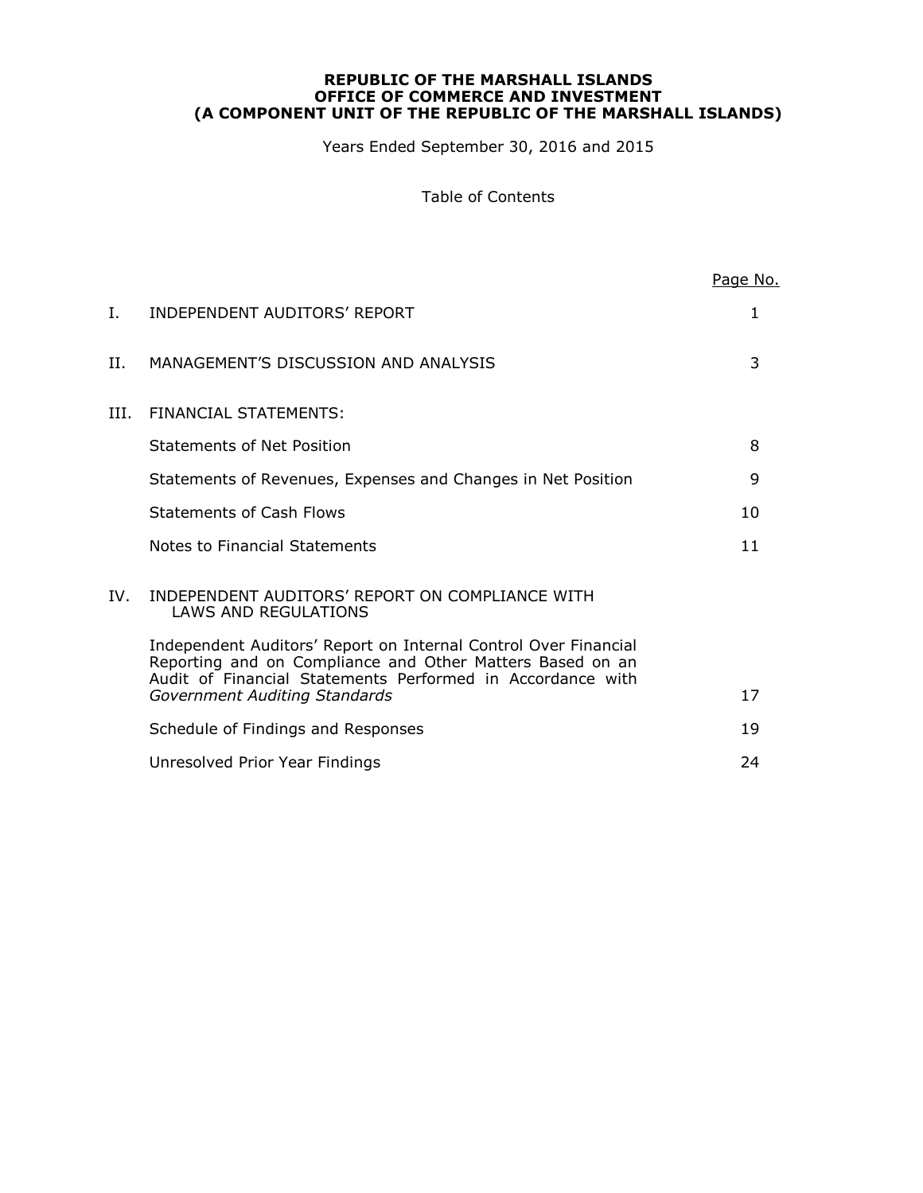**REPUBLIC OF THE MARSHALL ISLANDS**
**OFFICE OF COMMERCE AND INVESTMENT**
**(A COMPONENT UNIT OF THE REPUBLIC OF THE MARSHALL ISLANDS)**

Years Ended September 30, 2016 and 2015

Table of Contents

| | | Page No. |
|---|---|---|
| I. | INDEPENDENT AUDITORS' REPORT | 1 |
| II. | MANAGEMENT'S DISCUSSION AND ANALYSIS | 3 |
| III. | FINANCIAL STATEMENTS: | |
| | Statements of Net Position | 8 |
| | Statements of Revenues, Expenses and Changes in Net Position | 9 |
| | Statements of Cash Flows | 10 |
| | Notes to Financial Statements | 11 |
| IV. | INDEPENDENT AUDITORS' REPORT ON COMPLIANCE WITH LAWS AND REGULATIONS | |
| | Independent Auditors' Report on Internal Control Over Financial Reporting and on Compliance and Other Matters Based on an Audit of Financial Statements Performed in Accordance with *Government Auditing Standards* | 17 |
| | Schedule of Findings and Responses | 19 |
| | Unresolved Prior Year Findings | 24 |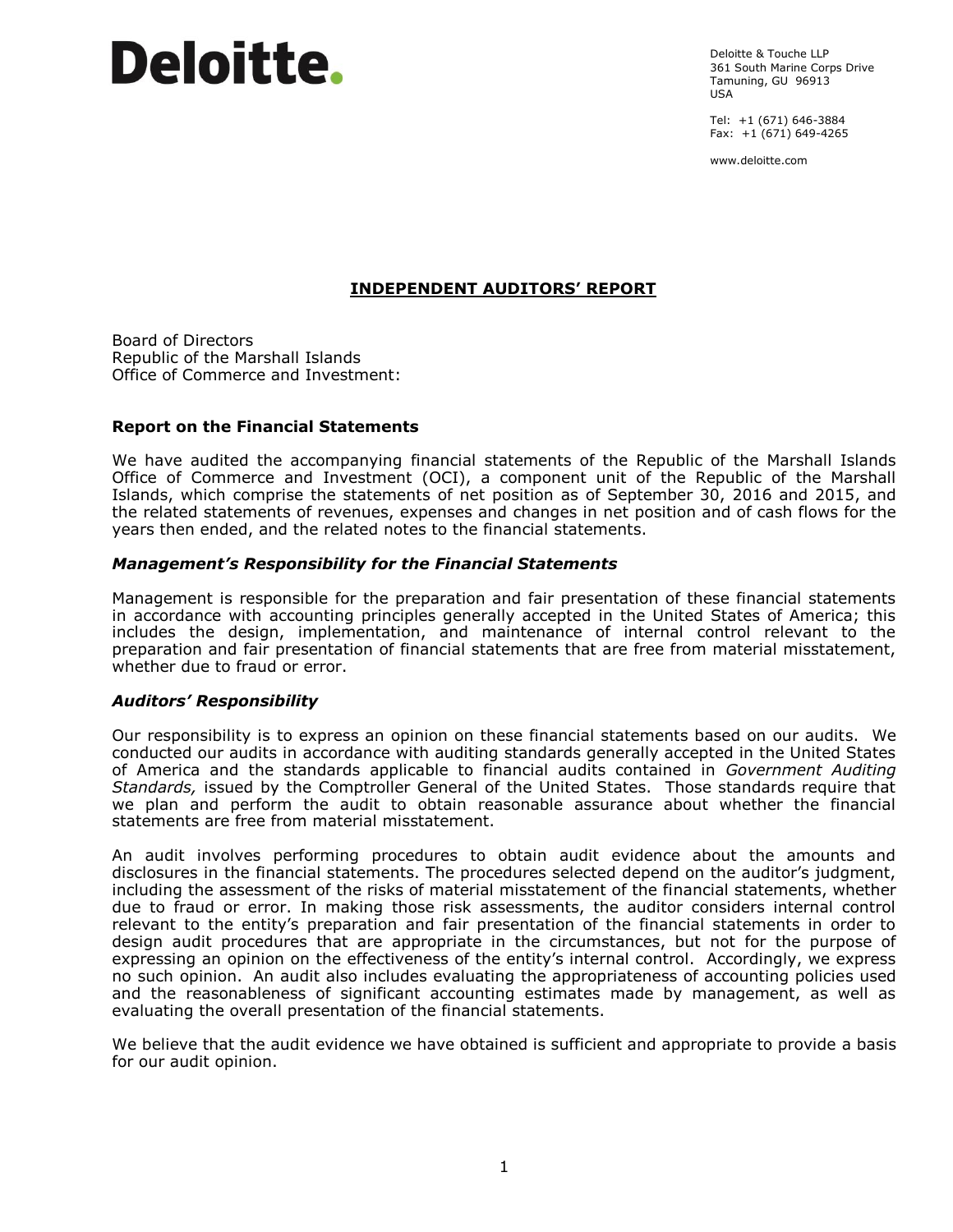Deloitte.

Deloitte & Touche LLP
361 South Marine Corps Drive
Tamuning, GU 96913
USA

Tel: +1 (671) 646-3884
Fax: +1 (671) 649-4265

www.deloitte.com

## INDEPENDENT AUDITORS' REPORT

Board of Directors
Republic of the Marshall Islands
Office of Commerce and Investment:

### Report on the Financial Statements

We have audited the accompanying financial statements of the Republic of the Marshall Islands Office of Commerce and Investment (OCI), a component unit of the Republic of the Marshall Islands, which comprise the statements of net position as of September 30, 2016 and 2015, and the related statements of revenues, expenses and changes in net position and of cash flows for the years then ended, and the related notes to the financial statements.

### *Management's Responsibility for the Financial Statements*

Management is responsible for the preparation and fair presentation of these financial statements in accordance with accounting principles generally accepted in the United States of America; this includes the design, implementation, and maintenance of internal control relevant to the preparation and fair presentation of financial statements that are free from material misstatement, whether due to fraud or error.

### *Auditors' Responsibility*

Our responsibility is to express an opinion on these financial statements based on our audits. We conducted our audits in accordance with auditing standards generally accepted in the United States of America and the standards applicable to financial audits contained in *Government Auditing Standards,* issued by the Comptroller General of the United States. Those standards require that we plan and perform the audit to obtain reasonable assurance about whether the financial statements are free from material misstatement.

An audit involves performing procedures to obtain audit evidence about the amounts and disclosures in the financial statements. The procedures selected depend on the auditor's judgment, including the assessment of the risks of material misstatement of the financial statements, whether due to fraud or error. In making those risk assessments, the auditor considers internal control relevant to the entity's preparation and fair presentation of the financial statements in order to design audit procedures that are appropriate in the circumstances, but not for the purpose of expressing an opinion on the effectiveness of the entity's internal control. Accordingly, we express no such opinion. An audit also includes evaluating the appropriateness of accounting policies used and the reasonableness of significant accounting estimates made by management, as well as evaluating the overall presentation of the financial statements.

We believe that the audit evidence we have obtained is sufficient and appropriate to provide a basis for our audit opinion.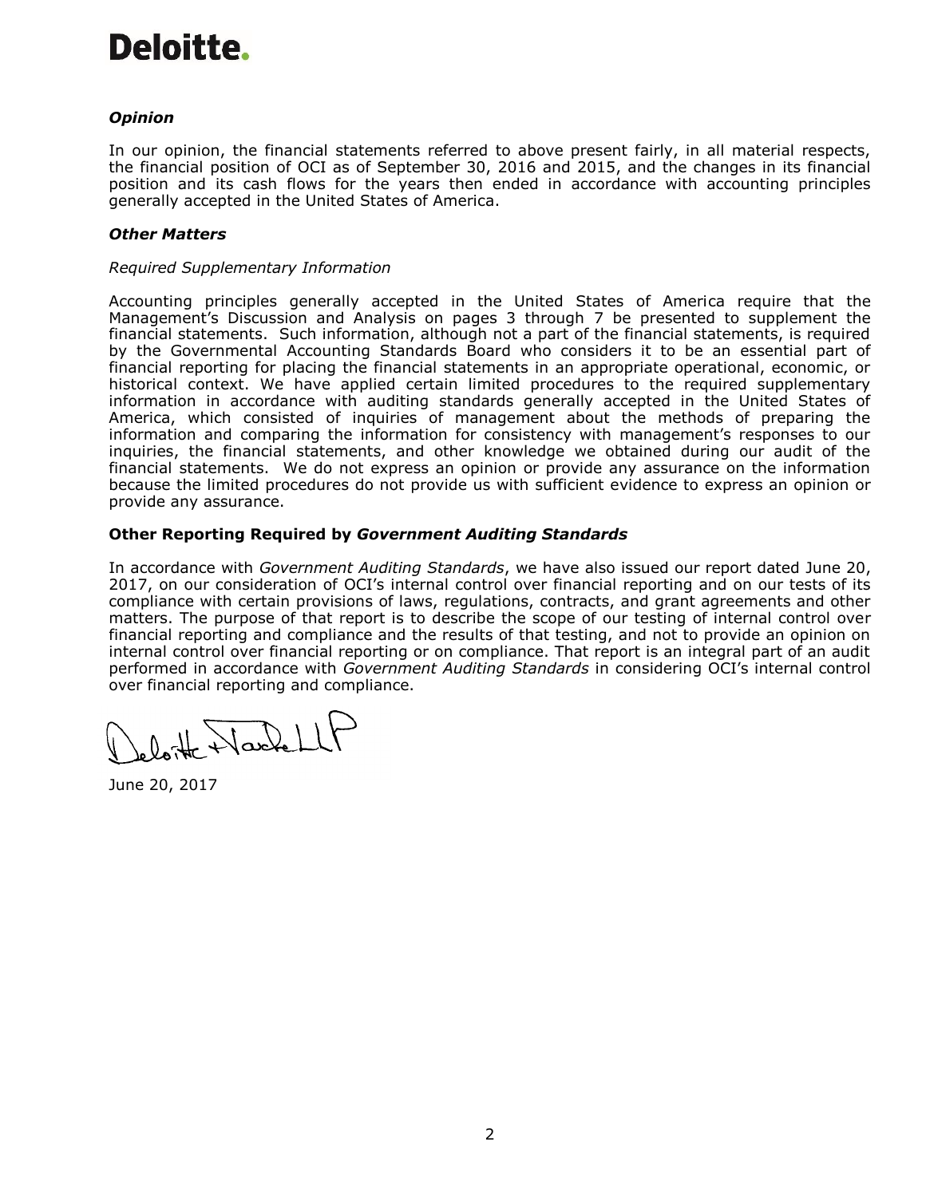**Deloitte.**

### *Opinion*

In our opinion, the financial statements referred to above present fairly, in all material respects, the financial position of OCI as of September 30, 2016 and 2015, and the changes in its financial position and its cash flows for the years then ended in accordance with accounting principles generally accepted in the United States of America.

### *Other Matters*

*Required Supplementary Information*

Accounting principles generally accepted in the United States of America require that the Management's Discussion and Analysis on pages 3 through 7 be presented to supplement the financial statements. Such information, although not a part of the financial statements, is required by the Governmental Accounting Standards Board who considers it to be an essential part of financial reporting for placing the financial statements in an appropriate operational, economic, or historical context. We have applied certain limited procedures to the required supplementary information in accordance with auditing standards generally accepted in the United States of America, which consisted of inquiries of management about the methods of preparing the information and comparing the information for consistency with management's responses to our inquiries, the financial statements, and other knowledge we obtained during our audit of the financial statements. We do not express an opinion or provide any assurance on the information because the limited procedures do not provide us with sufficient evidence to express an opinion or provide any assurance.

### Other Reporting Required by *Government Auditing Standards*

In accordance with *Government Auditing Standards*, we have also issued our report dated June 20, 2017, on our consideration of OCI's internal control over financial reporting and on our tests of its compliance with certain provisions of laws, regulations, contracts, and grant agreements and other matters. The purpose of that report is to describe the scope of our testing of internal control over financial reporting and compliance and the results of that testing, and not to provide an opinion on internal control over financial reporting or on compliance. That report is an integral part of an audit performed in accordance with *Government Auditing Standards* in considering OCI's internal control over financial reporting and compliance.

Deloitte & Touche LLP

June 20, 2017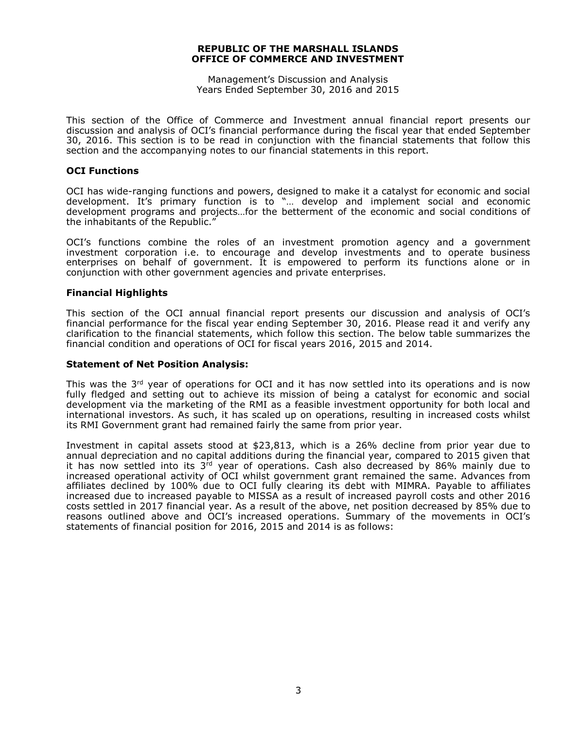**REPUBLIC OF THE MARSHALL ISLANDS**
**OFFICE OF COMMERCE AND INVESTMENT**

Management's Discussion and Analysis
Years Ended September 30, 2016 and 2015

This section of the Office of Commerce and Investment annual financial report presents our discussion and analysis of OCI's financial performance during the fiscal year that ended September 30, 2016. This section is to be read in conjunction with the financial statements that follow this section and the accompanying notes to our financial statements in this report.

### OCI Functions

OCI has wide-ranging functions and powers, designed to make it a catalyst for economic and social development. It's primary function is to "… develop and implement social and economic development programs and projects…for the betterment of the economic and social conditions of the inhabitants of the Republic."

OCI's functions combine the roles of an investment promotion agency and a government investment corporation i.e. to encourage and develop investments and to operate business enterprises on behalf of government. It is empowered to perform its functions alone or in conjunction with other government agencies and private enterprises.

### Financial Highlights

This section of the OCI annual financial report presents our discussion and analysis of OCI's financial performance for the fiscal year ending September 30, 2016. Please read it and verify any clarification to the financial statements, which follow this section. The below table summarizes the financial condition and operations of OCI for fiscal years 2016, 2015 and 2014.

### Statement of Net Position Analysis:

This was the 3rd year of operations for OCI and it has now settled into its operations and is now fully fledged and setting out to achieve its mission of being a catalyst for economic and social development via the marketing of the RMI as a feasible investment opportunity for both local and international investors. As such, it has scaled up on operations, resulting in increased costs whilst its RMI Government grant had remained fairly the same from prior year.

Investment in capital assets stood at $23,813, which is a 26% decline from prior year due to annual depreciation and no capital additions during the financial year, compared to 2015 given that it has now settled into its 3rd year of operations. Cash also decreased by 86% mainly due to increased operational activity of OCI whilst government grant remained the same. Advances from affiliates declined by 100% due to OCI fully clearing its debt with MIMRA. Payable to affiliates increased due to increased payable to MISSA as a result of increased payroll costs and other 2016 costs settled in 2017 financial year. As a result of the above, net position decreased by 85% due to reasons outlined above and OCI's increased operations. Summary of the movements in OCI's statements of financial position for 2016, 2015 and 2014 is as follows: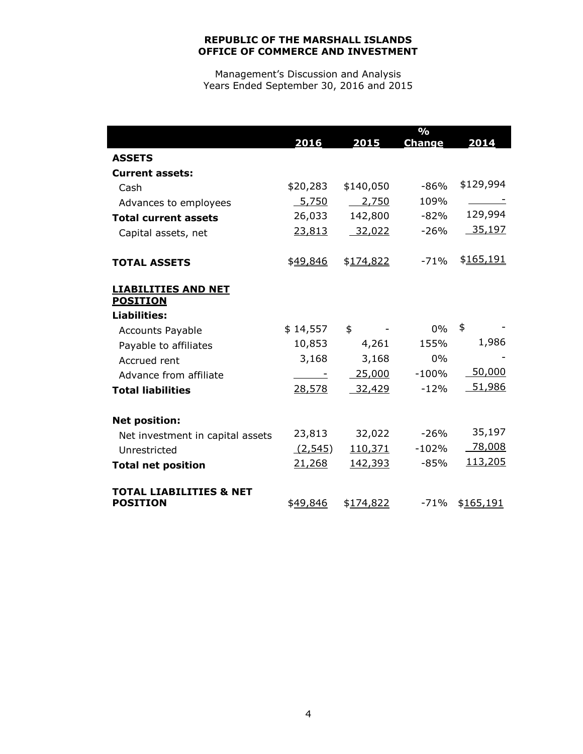**REPUBLIC OF THE MARSHALL ISLANDS**
**OFFICE OF COMMERCE AND INVESTMENT**

Management's Discussion and Analysis
Years Ended September 30, 2016 and 2015

| | 2016 | 2015 | % Change | 2014 |
|---|---|---|---|---|
| **ASSETS** | | | | |
| **Current assets:** | | | | |
| Cash | $20,283 | $140,050 | -86% | $129,994 |
| Advances to employees | 5,750 | 2,750 | 109% | - |
| **Total current assets** | 26,033 | 142,800 | -82% | 129,994 |
| Capital assets, net | 23,813 | 32,022 | -26% | 35,197 |
| **TOTAL ASSETS** | $49,846 | $174,822 | -71% | $165,191 |
| **LIABILITIES AND NET POSITION** | | | | |
| **Liabilities:** | | | | |
| Accounts Payable | $ 14,557 | $ - | 0% | $ - |
| Payable to affiliates | 10,853 | 4,261 | 155% | 1,986 |
| Accrued rent | 3,168 | 3,168 | 0% | - |
| Advance from affiliate | - | 25,000 | -100% | 50,000 |
| **Total liabilities** | 28,578 | 32,429 | -12% | 51,986 |
| **Net position:** | | | | |
| Net investment in capital assets | 23,813 | 32,022 | -26% | 35,197 |
| Unrestricted | (2,545) | 110,371 | -102% | 78,008 |
| **Total net position** | 21,268 | 142,393 | -85% | 113,205 |
| **TOTAL LIABILITIES & NET POSITION** | $49,846 | $174,822 | -71% | $165,191 |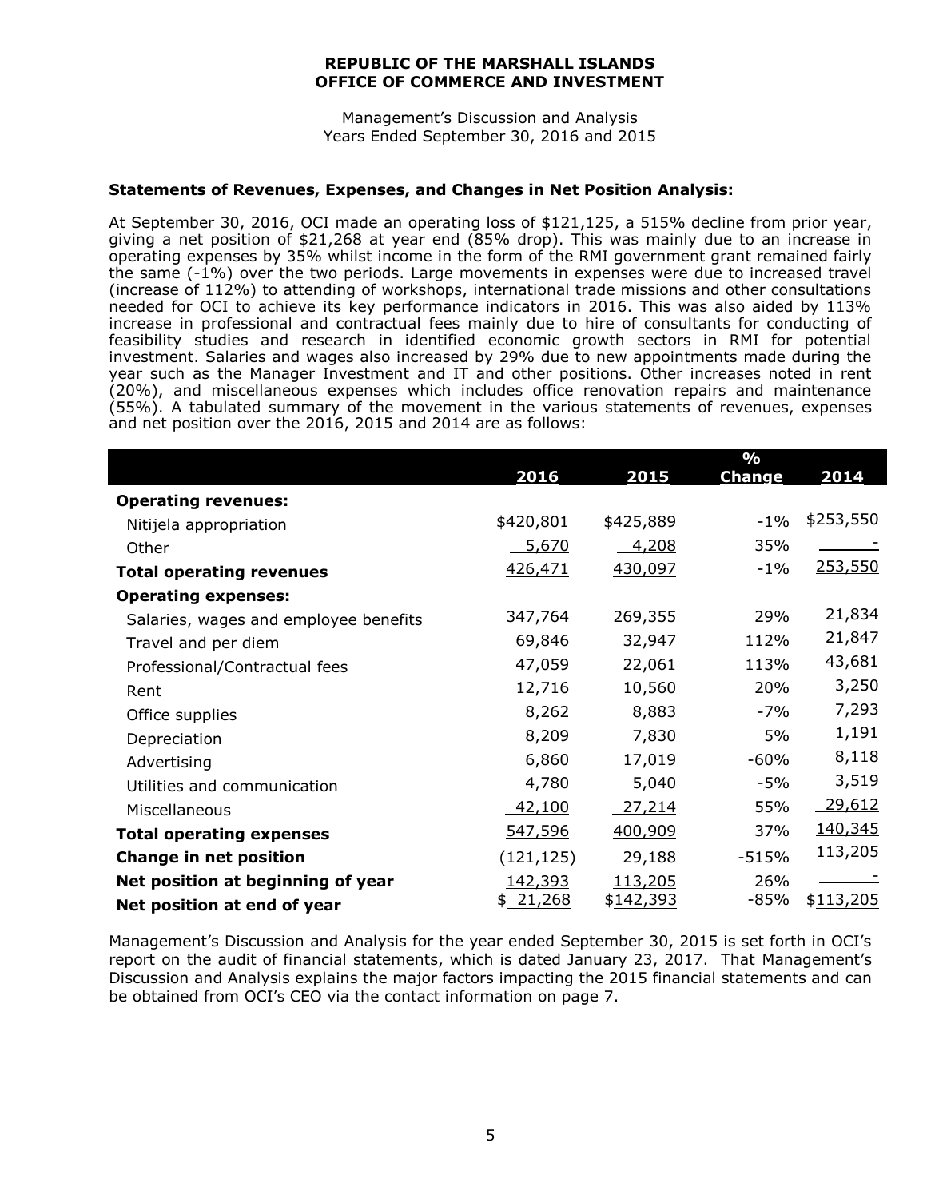**REPUBLIC OF THE MARSHALL ISLANDS**
**OFFICE OF COMMERCE AND INVESTMENT**

Management's Discussion and Analysis
Years Ended September 30, 2016 and 2015

**Statements of Revenues, Expenses, and Changes in Net Position Analysis:**

At September 30, 2016, OCI made an operating loss of $121,125, a 515% decline from prior year, giving a net position of $21,268 at year end (85% drop). This was mainly due to an increase in operating expenses by 35% whilst income in the form of the RMI government grant remained fairly the same (-1%) over the two periods. Large movements in expenses were due to increased travel (increase of 112%) to attending of workshops, international trade missions and other consultations needed for OCI to achieve its key performance indicators in 2016. This was also aided by 113% increase in professional and contractual fees mainly due to hire of consultants for conducting of feasibility studies and research in identified economic growth sectors in RMI for potential investment. Salaries and wages also increased by 29% due to new appointments made during the year such as the Manager Investment and IT and other positions. Other increases noted in rent (20%), and miscellaneous expenses which includes office renovation repairs and maintenance (55%). A tabulated summary of the movement in the various statements of revenues, expenses and net position over the 2016, 2015 and 2014 are as follows:

| | 2016 | 2015 | % Change | 2014 |
|---|---|---|---|---|
| **Operating revenues:** | | | | |
| Nitijela appropriation | $420,801 | $425,889 | -1% | $253,550 |
| Other | 5,670 | 4,208 | 35% | - |
| **Total operating revenues** | 426,471 | 430,097 | -1% | 253,550 |
| **Operating expenses:** | | | | |
| Salaries, wages and employee benefits | 347,764 | 269,355 | 29% | 21,834 |
| Travel and per diem | 69,846 | 32,947 | 112% | 21,847 |
| Professional/Contractual fees | 47,059 | 22,061 | 113% | 43,681 |
| Rent | 12,716 | 10,560 | 20% | 3,250 |
| Office supplies | 8,262 | 8,883 | -7% | 7,293 |
| Depreciation | 8,209 | 7,830 | 5% | 1,191 |
| Advertising | 6,860 | 17,019 | -60% | 8,118 |
| Utilities and communication | 4,780 | 5,040 | -5% | 3,519 |
| Miscellaneous | 42,100 | 27,214 | 55% | 29,612 |
| **Total operating expenses** | 547,596 | 400,909 | 37% | 140,345 |
| **Change in net position** | (121,125) | 29,188 | -515% | 113,205 |
| **Net position at beginning of year** | 142,393 | 113,205 | 26% | - |
| **Net position at end of year** | $ 21,268 | $142,393 | -85% | $113,205 |

Management's Discussion and Analysis for the year ended September 30, 2015 is set forth in OCI's report on the audit of financial statements, which is dated January 23, 2017. That Management's Discussion and Analysis explains the major factors impacting the 2015 financial statements and can be obtained from OCI's CEO via the contact information on page 7.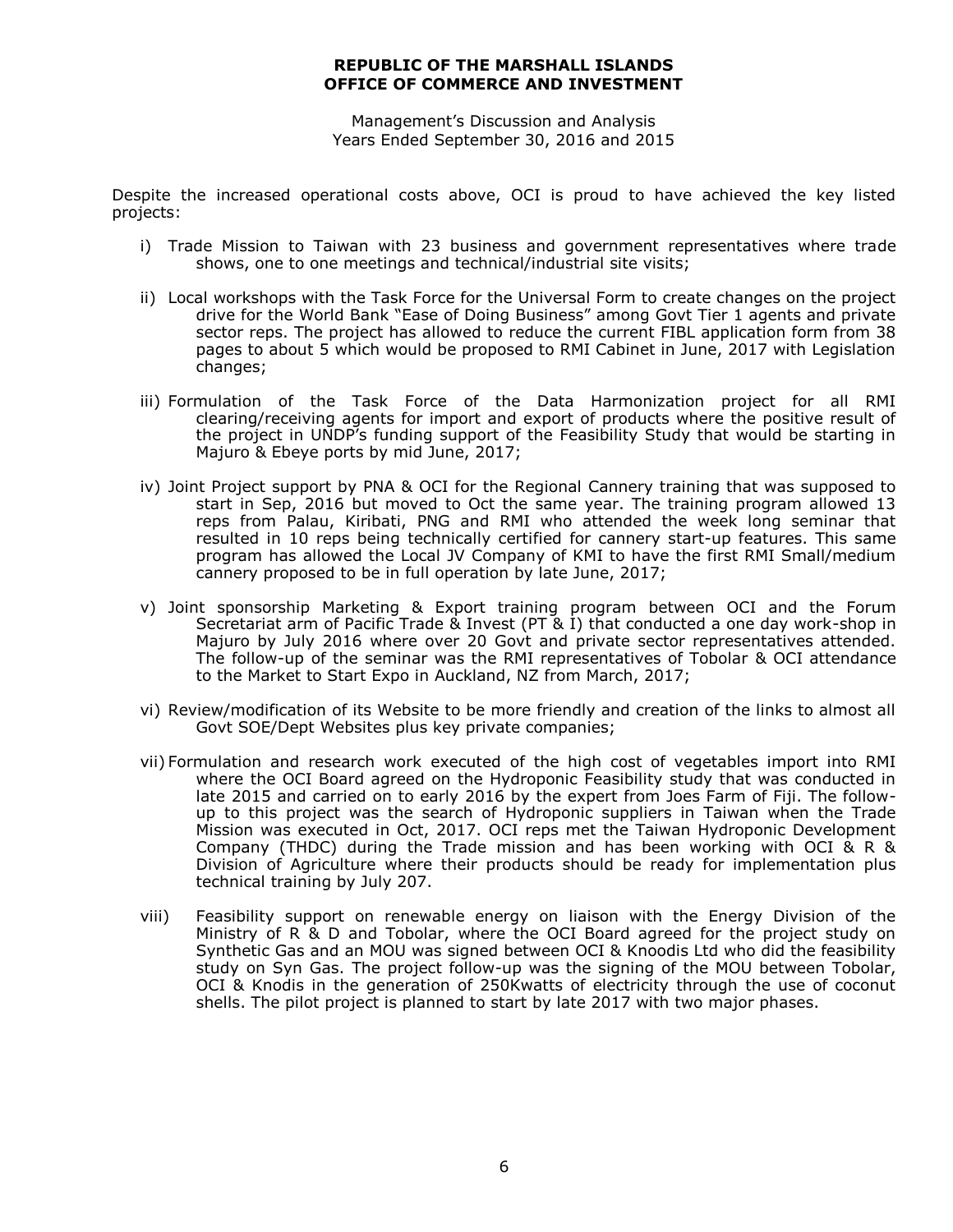Despite the increased operational costs above, OCI is proud to have achieved the key listed projects:

i) Trade Mission to Taiwan with 23 business and government representatives where trade shows, one to one meetings and technical/industrial site visits;

ii) Local workshops with the Task Force for the Universal Form to create changes on the project drive for the World Bank "Ease of Doing Business" among Govt Tier 1 agents and private sector reps. The project has allowed to reduce the current FIBL application form from 38 pages to about 5 which would be proposed to RMI Cabinet in June, 2017 with Legislation changes;

iii) Formulation of the Task Force of the Data Harmonization project for all RMI clearing/receiving agents for import and export of products where the positive result of the project in UNDP's funding support of the Feasibility Study that would be starting in Majuro & Ebeye ports by mid June, 2017;

iv) Joint Project support by PNA & OCI for the Regional Cannery training that was supposed to start in Sep, 2016 but moved to Oct the same year. The training program allowed 13 reps from Palau, Kiribati, PNG and RMI who attended the week long seminar that resulted in 10 reps being technically certified for cannery start-up features. This same program has allowed the Local JV Company of KMI to have the first RMI Small/medium cannery proposed to be in full operation by late June, 2017;

v) Joint sponsorship Marketing & Export training program between OCI and the Forum Secretariat arm of Pacific Trade & Invest (PT & I) that conducted a one day work-shop in Majuro by July 2016 where over 20 Govt and private sector representatives attended. The follow-up of the seminar was the RMI representatives of Tobolar & OCI attendance to the Market to Start Expo in Auckland, NZ from March, 2017;

vi) Review/modification of its Website to be more friendly and creation of the links to almost all Govt SOE/Dept Websites plus key private companies;

vii) Formulation and research work executed of the high cost of vegetables import into RMI where the OCI Board agreed on the Hydroponic Feasibility study that was conducted in late 2015 and carried on to early 2016 by the expert from Joes Farm of Fiji. The follow-up to this project was the search of Hydroponic suppliers in Taiwan when the Trade Mission was executed in Oct, 2017. OCI reps met the Taiwan Hydroponic Development Company (THDC) during the Trade mission and has been working with OCI & R & Division of Agriculture where their products should be ready for implementation plus technical training by July 207.

viii) Feasibility support on renewable energy on liaison with the Energy Division of the Ministry of R & D and Tobolar, where the OCI Board agreed for the project study on Synthetic Gas and an MOU was signed between OCI & Knoodis Ltd who did the feasibility study on Syn Gas. The project follow-up was the signing of the MOU between Tobolar, OCI & Knodis in the generation of 250Kwatts of electricity through the use of coconut shells. The pilot project is planned to start by late 2017 with two major phases.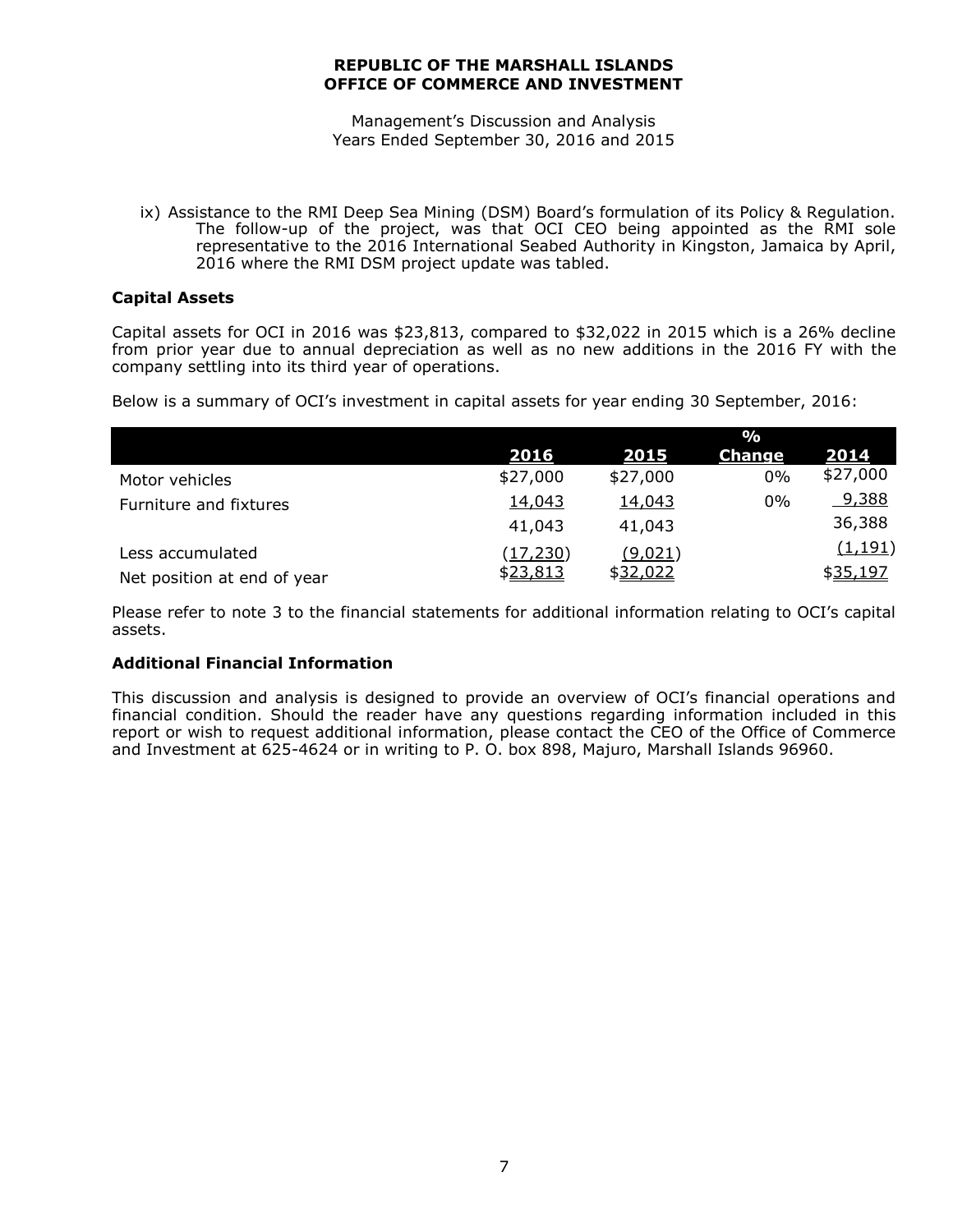ix) Assistance to the RMI Deep Sea Mining (DSM) Board's formulation of its Policy & Regulation. The follow-up of the project, was that OCI CEO being appointed as the RMI sole representative to the 2016 International Seabed Authority in Kingston, Jamaica by April, 2016 where the RMI DSM project update was tabled.

**Capital Assets**

Capital assets for OCI in 2016 was $23,813, compared to $32,022 in 2015 which is a 26% decline from prior year due to annual depreciation as well as no new additions in the 2016 FY with the company settling into its third year of operations.

Below is a summary of OCI's investment in capital assets for year ending 30 September, 2016:

| | 2016 | 2015 | % Change | 2014 |
|---|---|---|---|---|
| Motor vehicles | $27,000 | $27,000 | 0% | $27,000 |
| Furniture and fixtures | 14,043 | 14,043 | 0% | 9,388 |
| | 41,043 | 41,043 | | 36,388 |
| Less accumulated | (17,230) | (9,021) | | (1,191) |
| Net position at end of year | $23,813 | $32,022 | | $35,197 |

Please refer to note 3 to the financial statements for additional information relating to OCI's capital assets.

**Additional Financial Information**

This discussion and analysis is designed to provide an overview of OCI's financial operations and financial condition. Should the reader have any questions regarding information included in this report or wish to request additional information, please contact the CEO of the Office of Commerce and Investment at 625-4624 or in writing to P. O. box 898, Majuro, Marshall Islands 96960.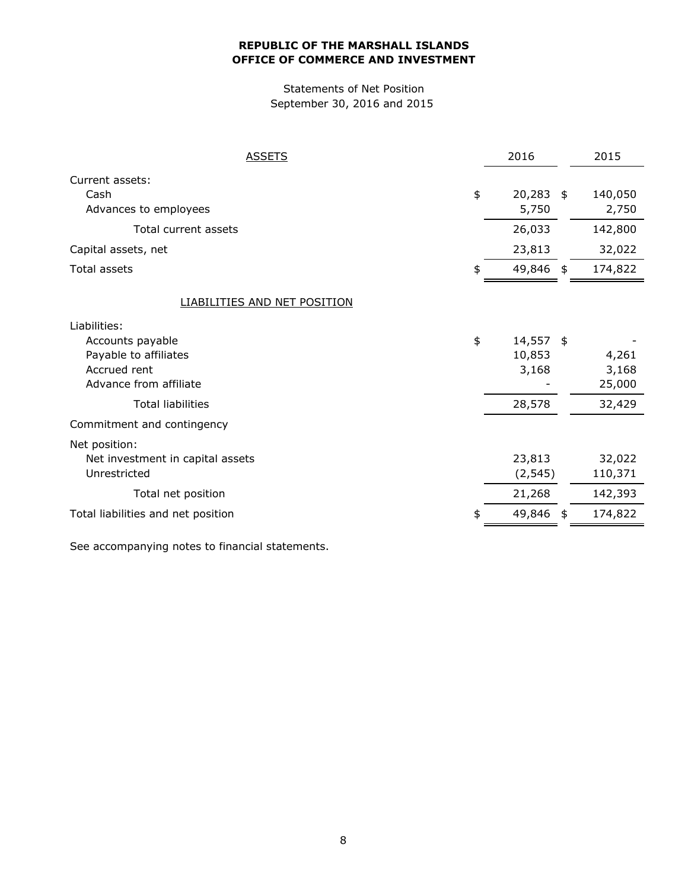**REPUBLIC OF THE MARSHALL ISLANDS**
**OFFICE OF COMMERCE AND INVESTMENT**

Statements of Net Position
September 30, 2016 and 2015

| ASSETS | 2016 | 2015 |
|---|---|---|
| Current assets: | | |
| Cash | $ 20,283 | $ 140,050 |
| Advances to employees | 5,750 | 2,750 |
| Total current assets | 26,033 | 142,800 |
| Capital assets, net | 23,813 | 32,022 |
| Total assets | $ 49,846 | $ 174,822 |
| LIABILITIES AND NET POSITION | | |
| Liabilities: | | |
| Accounts payable | $ 14,557 | $ - |
| Payable to affiliates | 10,853 | 4,261 |
| Accrued rent | 3,168 | 3,168 |
| Advance from affiliate | - | 25,000 |
| Total liabilities | 28,578 | 32,429 |
| Commitment and contingency | | |
| Net position: | | |
| Net investment in capital assets | 23,813 | 32,022 |
| Unrestricted | (2,545) | 110,371 |
| Total net position | 21,268 | 142,393 |
| Total liabilities and net position | $ 49,846 | $ 174,822 |

See accompanying notes to financial statements.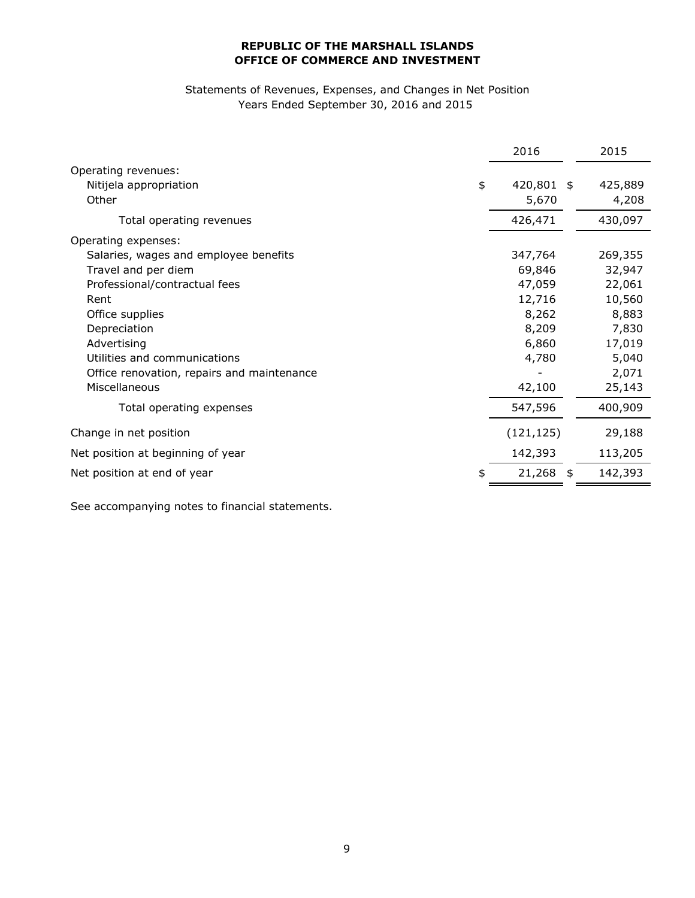**REPUBLIC OF THE MARSHALL ISLANDS**
**OFFICE OF COMMERCE AND INVESTMENT**

Statements of Revenues, Expenses, and Changes in Net Position
Years Ended September 30, 2016 and 2015

| | 2016 | 2015 |
|---|---|---|
| Operating revenues: | | |
| Nitijela appropriation | $ 420,801 | $ 425,889 |
| Other | 5,670 | 4,208 |
| Total operating revenues | 426,471 | 430,097 |
| Operating expenses: | | |
| Salaries, wages and employee benefits | 347,764 | 269,355 |
| Travel and per diem | 69,846 | 32,947 |
| Professional/contractual fees | 47,059 | 22,061 |
| Rent | 12,716 | 10,560 |
| Office supplies | 8,262 | 8,883 |
| Depreciation | 8,209 | 7,830 |
| Advertising | 6,860 | 17,019 |
| Utilities and communications | 4,780 | 5,040 |
| Office renovation, repairs and maintenance | - | 2,071 |
| Miscellaneous | 42,100 | 25,143 |
| Total operating expenses | 547,596 | 400,909 |
| Change in net position | (121,125) | 29,188 |
| Net position at beginning of year | 142,393 | 113,205 |
| Net position at end of year | $ 21,268 | $ 142,393 |

See accompanying notes to financial statements.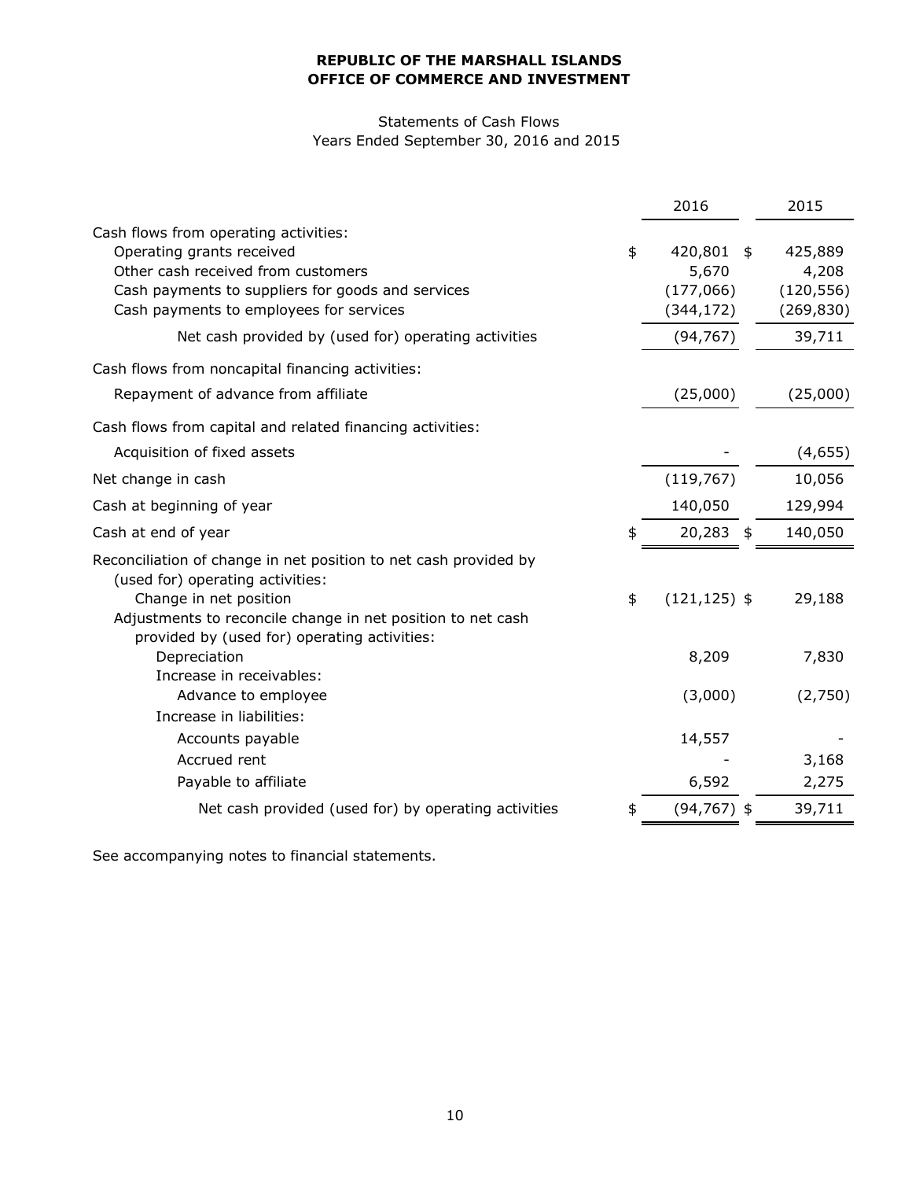**REPUBLIC OF THE MARSHALL ISLANDS**
**OFFICE OF COMMERCE AND INVESTMENT**

Statements of Cash Flows
Years Ended September 30, 2016 and 2015

| | 2016 | 2015 |
|---|---|---|
| Cash flows from operating activities: | | |
| Operating grants received | $ 420,801 | $ 425,889 |
| Other cash received from customers | 5,670 | 4,208 |
| Cash payments to suppliers for goods and services | (177,066) | (120,556) |
| Cash payments to employees for services | (344,172) | (269,830) |
| Net cash provided by (used for) operating activities | (94,767) | 39,711 |
| Cash flows from noncapital financing activities: | | |
| Repayment of advance from affiliate | (25,000) | (25,000) |
| Cash flows from capital and related financing activities: | | |
| Acquisition of fixed assets | - | (4,655) |
| Net change in cash | (119,767) | 10,056 |
| Cash at beginning of year | 140,050 | 129,994 |
| Cash at end of year | $ 20,283 | $ 140,050 |
| Reconciliation of change in net position to net cash provided by (used for) operating activities: | | |
| Change in net position | $ (121,125) | $ 29,188 |
| Adjustments to reconcile change in net position to net cash provided by (used for) operating activities: | | |
| Depreciation | 8,209 | 7,830 |
| Increase in receivables: | | |
| Advance to employee | (3,000) | (2,750) |
| Increase in liabilities: | | |
| Accounts payable | 14,557 | - |
| Accrued rent | - | 3,168 |
| Payable to affiliate | 6,592 | 2,275 |
| Net cash provided (used for) by operating activities | $ (94,767) | $ 39,711 |

See accompanying notes to financial statements.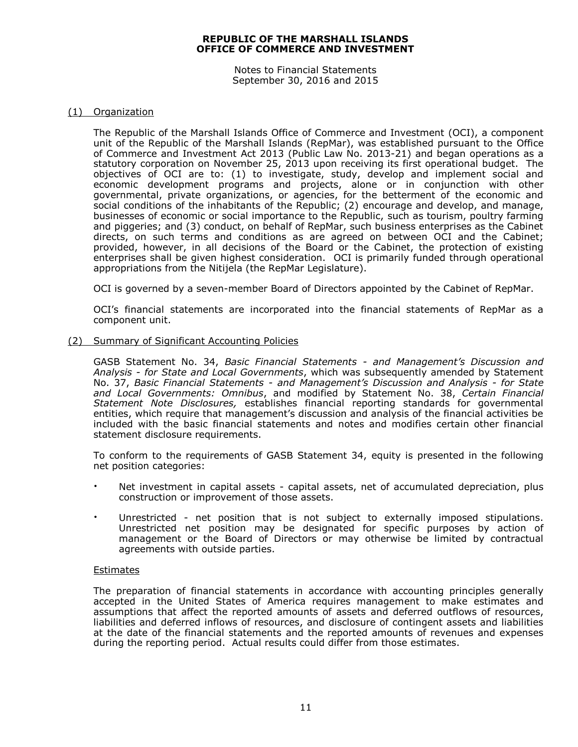REPUBLIC OF THE MARSHALL ISLANDS
OFFICE OF COMMERCE AND INVESTMENT

Notes to Financial Statements
September 30, 2016 and 2015

## (1) Organization

The Republic of the Marshall Islands Office of Commerce and Investment (OCI), a component unit of the Republic of the Marshall Islands (RepMar), was established pursuant to the Office of Commerce and Investment Act 2013 (Public Law No. 2013-21) and began operations as a statutory corporation on November 25, 2013 upon receiving its first operational budget. The objectives of OCI are to: (1) to investigate, study, develop and implement social and economic development programs and projects, alone or in conjunction with other governmental, private organizations, or agencies, for the betterment of the economic and social conditions of the inhabitants of the Republic; (2) encourage and develop, and manage, businesses of economic or social importance to the Republic, such as tourism, poultry farming and piggeries; and (3) conduct, on behalf of RepMar, such business enterprises as the Cabinet directs, on such terms and conditions as are agreed on between OCI and the Cabinet; provided, however, in all decisions of the Board or the Cabinet, the protection of existing enterprises shall be given highest consideration. OCI is primarily funded through operational appropriations from the Nitijela (the RepMar Legislature).

OCI is governed by a seven-member Board of Directors appointed by the Cabinet of RepMar.

OCI's financial statements are incorporated into the financial statements of RepMar as a component unit.

## (2) Summary of Significant Accounting Policies

GASB Statement No. 34, *Basic Financial Statements - and Management's Discussion and Analysis - for State and Local Governments*, which was subsequently amended by Statement No. 37, *Basic Financial Statements - and Management's Discussion and Analysis - for State and Local Governments: Omnibus*, and modified by Statement No. 38, *Certain Financial Statement Note Disclosures,* establishes financial reporting standards for governmental entities, which require that management's discussion and analysis of the financial activities be included with the basic financial statements and notes and modifies certain other financial statement disclosure requirements.

To conform to the requirements of GASB Statement 34, equity is presented in the following net position categories:

- Net investment in capital assets - capital assets, net of accumulated depreciation, plus construction or improvement of those assets.
- Unrestricted - net position that is not subject to externally imposed stipulations. Unrestricted net position may be designated for specific purposes by action of management or the Board of Directors or may otherwise be limited by contractual agreements with outside parties.

### Estimates

The preparation of financial statements in accordance with accounting principles generally accepted in the United States of America requires management to make estimates and assumptions that affect the reported amounts of assets and deferred outflows of resources, liabilities and deferred inflows of resources, and disclosure of contingent assets and liabilities at the date of the financial statements and the reported amounts of revenues and expenses during the reporting period. Actual results could differ from those estimates.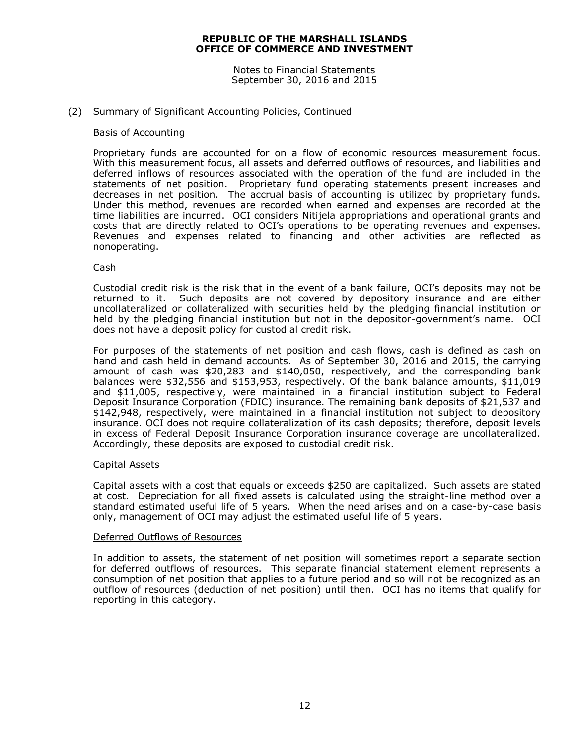# REPUBLIC OF THE MARSHALL ISLANDS
# OFFICE OF COMMERCE AND INVESTMENT

Notes to Financial Statements
September 30, 2016 and 2015

## (2) Summary of Significant Accounting Policies, Continued

### Basis of Accounting

Proprietary funds are accounted for on a flow of economic resources measurement focus. With this measurement focus, all assets and deferred outflows of resources, and liabilities and deferred inflows of resources associated with the operation of the fund are included in the statements of net position. Proprietary fund operating statements present increases and decreases in net position. The accrual basis of accounting is utilized by proprietary funds. Under this method, revenues are recorded when earned and expenses are recorded at the time liabilities are incurred. OCI considers Nitijela appropriations and operational grants and costs that are directly related to OCI's operations to be operating revenues and expenses. Revenues and expenses related to financing and other activities are reflected as nonoperating.

### Cash

Custodial credit risk is the risk that in the event of a bank failure, OCI's deposits may not be returned to it. Such deposits are not covered by depository insurance and are either uncollateralized or collateralized with securities held by the pledging financial institution or held by the pledging financial institution but not in the depositor-government's name. OCI does not have a deposit policy for custodial credit risk.

For purposes of the statements of net position and cash flows, cash is defined as cash on hand and cash held in demand accounts. As of September 30, 2016 and 2015, the carrying amount of cash was $20,283 and $140,050, respectively, and the corresponding bank balances were $32,556 and $153,953, respectively. Of the bank balance amounts, $11,019 and $11,005, respectively, were maintained in a financial institution subject to Federal Deposit Insurance Corporation (FDIC) insurance. The remaining bank deposits of $21,537 and $142,948, respectively, were maintained in a financial institution not subject to depository insurance. OCI does not require collateralization of its cash deposits; therefore, deposit levels in excess of Federal Deposit Insurance Corporation insurance coverage are uncollateralized. Accordingly, these deposits are exposed to custodial credit risk.

### Capital Assets

Capital assets with a cost that equals or exceeds $250 are capitalized. Such assets are stated at cost. Depreciation for all fixed assets is calculated using the straight-line method over a standard estimated useful life of 5 years. When the need arises and on a case-by-case basis only, management of OCI may adjust the estimated useful life of 5 years.

### Deferred Outflows of Resources

In addition to assets, the statement of net position will sometimes report a separate section for deferred outflows of resources. This separate financial statement element represents a consumption of net position that applies to a future period and so will not be recognized as an outflow of resources (deduction of net position) until then. OCI has no items that qualify for reporting in this category.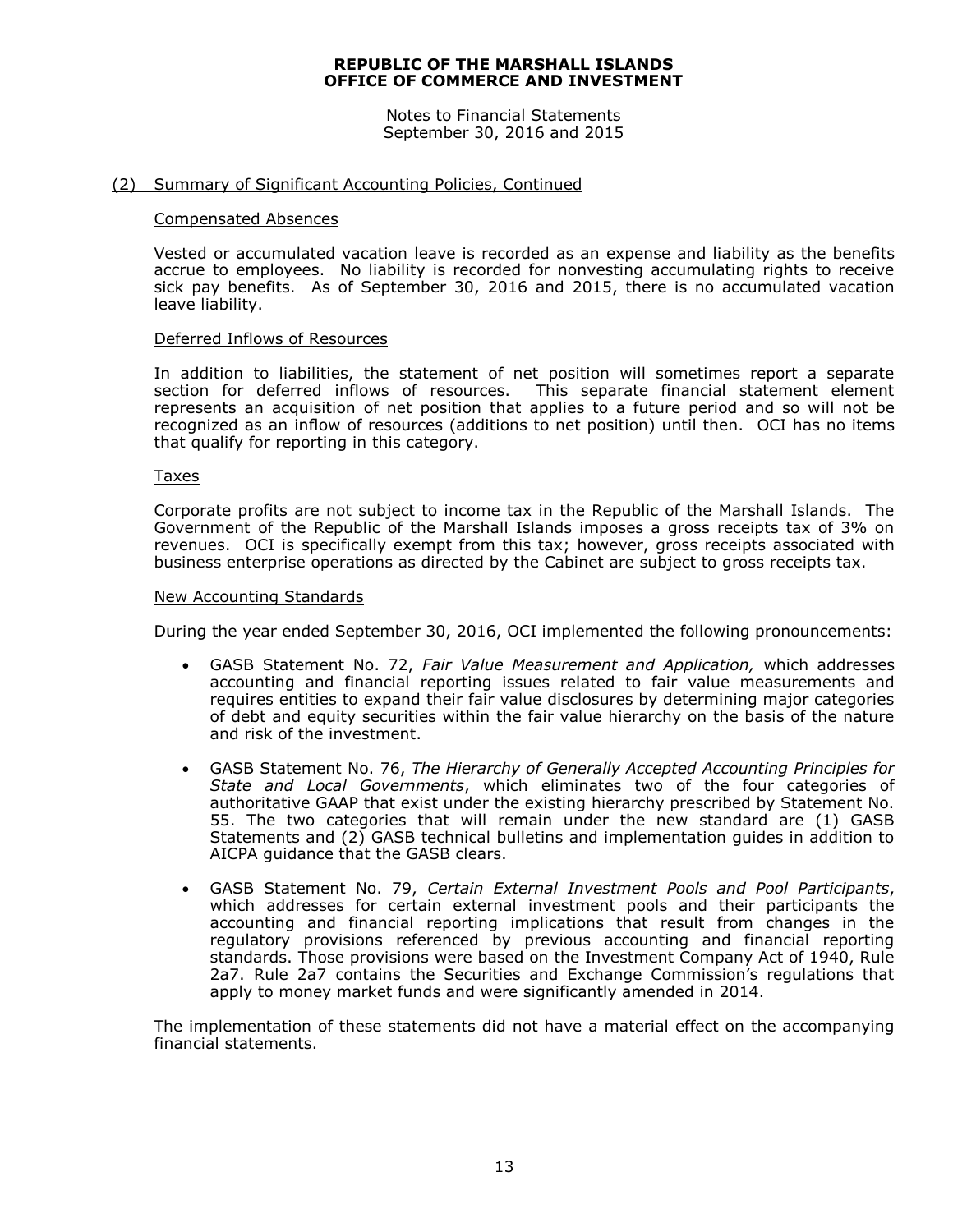## (2) Summary of Significant Accounting Policies, Continued

### Compensated Absences

Vested or accumulated vacation leave is recorded as an expense and liability as the benefits accrue to employees. No liability is recorded for nonvesting accumulating rights to receive sick pay benefits. As of September 30, 2016 and 2015, there is no accumulated vacation leave liability.

### Deferred Inflows of Resources

In addition to liabilities, the statement of net position will sometimes report a separate section for deferred inflows of resources. This separate financial statement element represents an acquisition of net position that applies to a future period and so will not be recognized as an inflow of resources (additions to net position) until then. OCI has no items that qualify for reporting in this category.

### Taxes

Corporate profits are not subject to income tax in the Republic of the Marshall Islands. The Government of the Republic of the Marshall Islands imposes a gross receipts tax of 3% on revenues. OCI is specifically exempt from this tax; however, gross receipts associated with business enterprise operations as directed by the Cabinet are subject to gross receipts tax.

### New Accounting Standards

During the year ended September 30, 2016, OCI implemented the following pronouncements:

- GASB Statement No. 72, *Fair Value Measurement and Application,* which addresses accounting and financial reporting issues related to fair value measurements and requires entities to expand their fair value disclosures by determining major categories of debt and equity securities within the fair value hierarchy on the basis of the nature and risk of the investment.

- GASB Statement No. 76, *The Hierarchy of Generally Accepted Accounting Principles for State and Local Governments*, which eliminates two of the four categories of authoritative GAAP that exist under the existing hierarchy prescribed by Statement No. 55. The two categories that will remain under the new standard are (1) GASB Statements and (2) GASB technical bulletins and implementation guides in addition to AICPA guidance that the GASB clears.

- GASB Statement No. 79, *Certain External Investment Pools and Pool Participants*, which addresses for certain external investment pools and their participants the accounting and financial reporting implications that result from changes in the regulatory provisions referenced by previous accounting and financial reporting standards. Those provisions were based on the Investment Company Act of 1940, Rule 2a7. Rule 2a7 contains the Securities and Exchange Commission's regulations that apply to money market funds and were significantly amended in 2014.

The implementation of these statements did not have a material effect on the accompanying financial statements.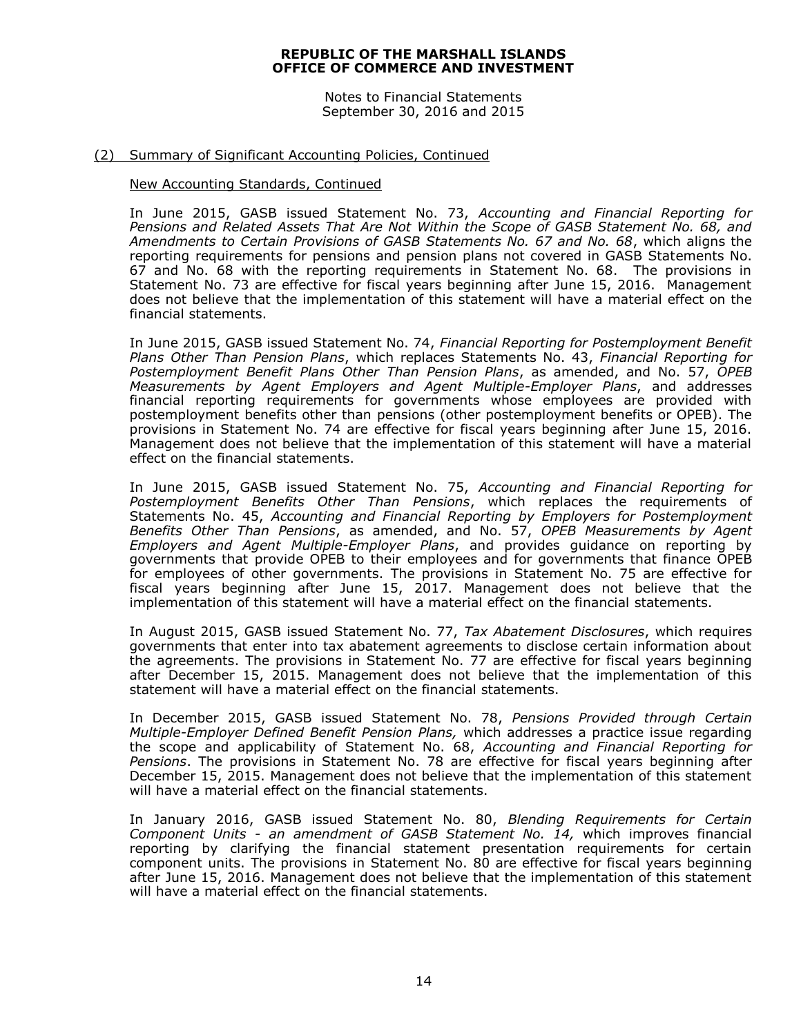### (2) Summary of Significant Accounting Policies, Continued

#### New Accounting Standards, Continued

In June 2015, GASB issued Statement No. 73, *Accounting and Financial Reporting for Pensions and Related Assets That Are Not Within the Scope of GASB Statement No. 68, and Amendments to Certain Provisions of GASB Statements No. 67 and No. 68*, which aligns the reporting requirements for pensions and pension plans not covered in GASB Statements No. 67 and No. 68 with the reporting requirements in Statement No. 68. The provisions in Statement No. 73 are effective for fiscal years beginning after June 15, 2016. Management does not believe that the implementation of this statement will have a material effect on the financial statements.

In June 2015, GASB issued Statement No. 74, *Financial Reporting for Postemployment Benefit Plans Other Than Pension Plans*, which replaces Statements No. 43, *Financial Reporting for Postemployment Benefit Plans Other Than Pension Plans*, as amended, and No. 57, *OPEB Measurements by Agent Employers and Agent Multiple-Employer Plans*, and addresses financial reporting requirements for governments whose employees are provided with postemployment benefits other than pensions (other postemployment benefits or OPEB). The provisions in Statement No. 74 are effective for fiscal years beginning after June 15, 2016. Management does not believe that the implementation of this statement will have a material effect on the financial statements.

In June 2015, GASB issued Statement No. 75, *Accounting and Financial Reporting for Postemployment Benefits Other Than Pensions*, which replaces the requirements of Statements No. 45, *Accounting and Financial Reporting by Employers for Postemployment Benefits Other Than Pensions*, as amended, and No. 57, *OPEB Measurements by Agent Employers and Agent Multiple-Employer Plans*, and provides guidance on reporting by governments that provide OPEB to their employees and for governments that finance OPEB for employees of other governments. The provisions in Statement No. 75 are effective for fiscal years beginning after June 15, 2017. Management does not believe that the implementation of this statement will have a material effect on the financial statements.

In August 2015, GASB issued Statement No. 77, *Tax Abatement Disclosures*, which requires governments that enter into tax abatement agreements to disclose certain information about the agreements. The provisions in Statement No. 77 are effective for fiscal years beginning after December 15, 2015. Management does not believe that the implementation of this statement will have a material effect on the financial statements.

In December 2015, GASB issued Statement No. 78, *Pensions Provided through Certain Multiple-Employer Defined Benefit Pension Plans,* which addresses a practice issue regarding the scope and applicability of Statement No. 68, *Accounting and Financial Reporting for Pensions*. The provisions in Statement No. 78 are effective for fiscal years beginning after December 15, 2015. Management does not believe that the implementation of this statement will have a material effect on the financial statements.

In January 2016, GASB issued Statement No. 80, *Blending Requirements for Certain Component Units - an amendment of GASB Statement No. 14,* which improves financial reporting by clarifying the financial statement presentation requirements for certain component units. The provisions in Statement No. 80 are effective for fiscal years beginning after June 15, 2016. Management does not believe that the implementation of this statement will have a material effect on the financial statements.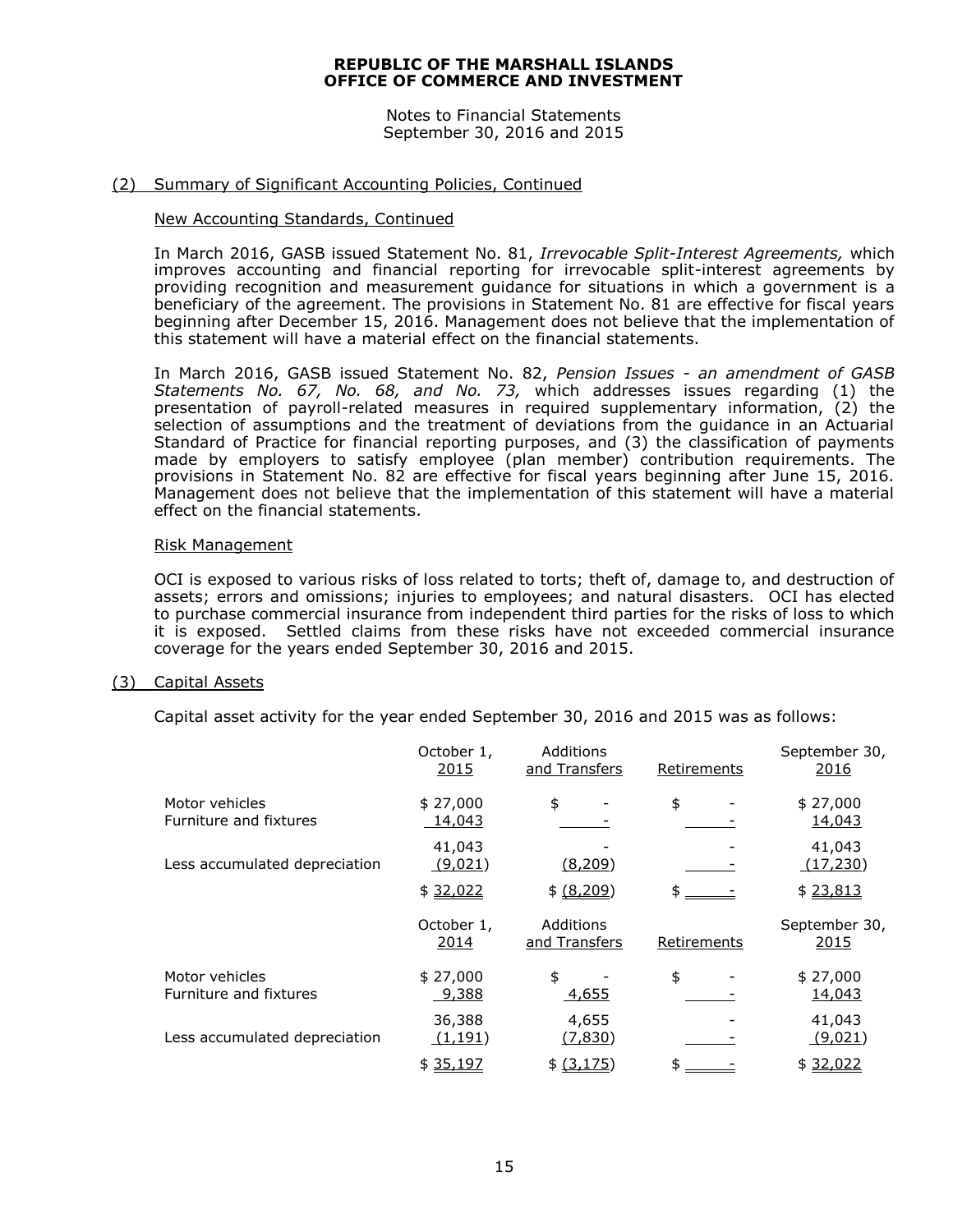**REPUBLIC OF THE MARSHALL ISLANDS**
**OFFICE OF COMMERCE AND INVESTMENT**

Notes to Financial Statements
September 30, 2016 and 2015

## (2) Summary of Significant Accounting Policies, Continued

### New Accounting Standards, Continued

In March 2016, GASB issued Statement No. 81, *Irrevocable Split-Interest Agreements,* which improves accounting and financial reporting for irrevocable split-interest agreements by providing recognition and measurement guidance for situations in which a government is a beneficiary of the agreement. The provisions in Statement No. 81 are effective for fiscal years beginning after December 15, 2016. Management does not believe that the implementation of this statement will have a material effect on the financial statements.

In March 2016, GASB issued Statement No. 82, *Pension Issues - an amendment of GASB Statements No. 67, No. 68, and No. 73,* which addresses issues regarding (1) the presentation of payroll-related measures in required supplementary information, (2) the selection of assumptions and the treatment of deviations from the guidance in an Actuarial Standard of Practice for financial reporting purposes, and (3) the classification of payments made by employers to satisfy employee (plan member) contribution requirements. The provisions in Statement No. 82 are effective for fiscal years beginning after June 15, 2016. Management does not believe that the implementation of this statement will have a material effect on the financial statements.

### Risk Management

OCI is exposed to various risks of loss related to torts; theft of, damage to, and destruction of assets; errors and omissions; injuries to employees; and natural disasters. OCI has elected to purchase commercial insurance from independent third parties for the risks of loss to which it is exposed. Settled claims from these risks have not exceeded commercial insurance coverage for the years ended September 30, 2016 and 2015.

## (3) Capital Assets

Capital asset activity for the year ended September 30, 2016 and 2015 was as follows:

| | October 1, 2015 | Additions and Transfers | Retirements | September 30, 2016 |
|---|---|---|---|---|
| Motor vehicles | $ 27,000 | $ - | $ - | $ 27,000 |
| Furniture and fixtures | 14,043 | - | - | 14,043 |
| | 41,043 | - | - | 41,043 |
| Less accumulated depreciation | (9,021) | (8,209) | - | (17,230) |
| | $ 32,022 | $ (8,209) | $ - | $ 23,813 |

| | October 1, 2014 | Additions and Transfers | Retirements | September 30, 2015 |
|---|---|---|---|---|
| Motor vehicles | $ 27,000 | $ - | $ - | $ 27,000 |
| Furniture and fixtures | 9,388 | 4,655 | - | 14,043 |
| | 36,388 | 4,655 | - | 41,043 |
| Less accumulated depreciation | (1,191) | (7,830) | - | (9,021) |
| | $ 35,197 | $ (3,175) | $ - | $ 32,022 |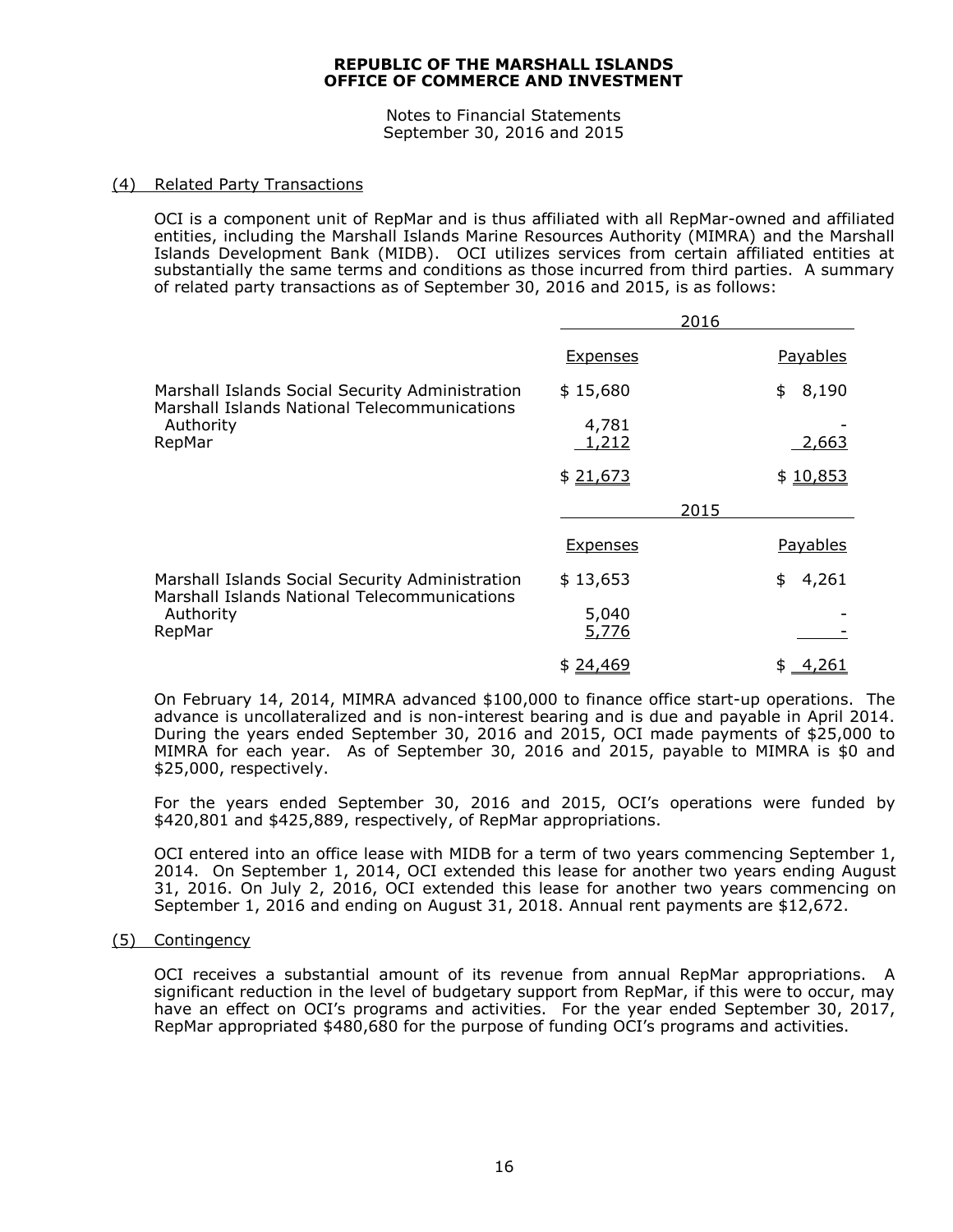**REPUBLIC OF THE MARSHALL ISLANDS**
**OFFICE OF COMMERCE AND INVESTMENT**

Notes to Financial Statements
September 30, 2016 and 2015

## (4) Related Party Transactions

OCI is a component unit of RepMar and is thus affiliated with all RepMar-owned and affiliated entities, including the Marshall Islands Marine Resources Authority (MIMRA) and the Marshall Islands Development Bank (MIDB). OCI utilizes services from certain affiliated entities at substantially the same terms and conditions as those incurred from third parties. A summary of related party transactions as of September 30, 2016 and 2015, is as follows:

| | 2016 | |
|---|---|---|
| | Expenses | Payables |
| Marshall Islands Social Security Administration | $ 15,680 | $ 8,190 |
| Marshall Islands National Telecommunications Authority | 4,781 | - |
| RepMar | 1,212 | 2,663 |
| | $ 21,673 | $ 10,853 |

| | 2015 | |
|---|---|---|
| | Expenses | Payables |
| Marshall Islands Social Security Administration | $ 13,653 | $ 4,261 |
| Marshall Islands National Telecommunications Authority | 5,040 | - |
| RepMar | 5,776 | - |
| | $ 24,469 | $ 4,261 |

On February 14, 2014, MIMRA advanced $100,000 to finance office start-up operations. The advance is uncollateralized and is non-interest bearing and is due and payable in April 2014. During the years ended September 30, 2016 and 2015, OCI made payments of $25,000 to MIMRA for each year. As of September 30, 2016 and 2015, payable to MIMRA is $0 and $25,000, respectively.

For the years ended September 30, 2016 and 2015, OCI's operations were funded by $420,801 and $425,889, respectively, of RepMar appropriations.

OCI entered into an office lease with MIDB for a term of two years commencing September 1, 2014. On September 1, 2014, OCI extended this lease for another two years ending August 31, 2016. On July 2, 2016, OCI extended this lease for another two years commencing on September 1, 2016 and ending on August 31, 2018. Annual rent payments are $12,672.

## (5) Contingency

OCI receives a substantial amount of its revenue from annual RepMar appropriations. A significant reduction in the level of budgetary support from RepMar, if this were to occur, may have an effect on OCI's programs and activities. For the year ended September 30, 2017, RepMar appropriated $480,680 for the purpose of funding OCI's programs and activities.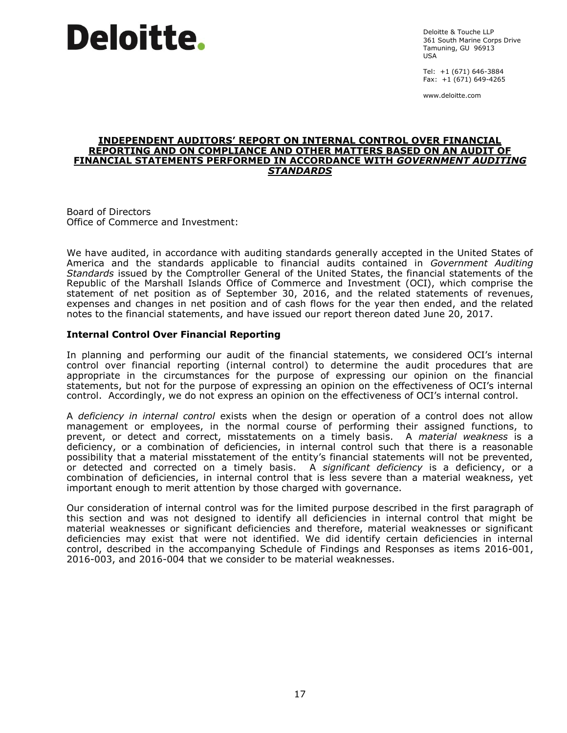Deloitte.

Deloitte & Touche LLP
361 South Marine Corps Drive
Tamuning, GU 96913
USA

Tel: +1 (671) 646-3884
Fax: +1 (671) 649-4265

www.deloitte.com

## INDEPENDENT AUDITORS' REPORT ON INTERNAL CONTROL OVER FINANCIAL REPORTING AND ON COMPLIANCE AND OTHER MATTERS BASED ON AN AUDIT OF FINANCIAL STATEMENTS PERFORMED IN ACCORDANCE WITH *GOVERNMENT AUDITING STANDARDS*

Board of Directors
Office of Commerce and Investment:

We have audited, in accordance with auditing standards generally accepted in the United States of America and the standards applicable to financial audits contained in *Government Auditing Standards* issued by the Comptroller General of the United States, the financial statements of the Republic of the Marshall Islands Office of Commerce and Investment (OCI), which comprise the statement of net position as of September 30, 2016, and the related statements of revenues, expenses and changes in net position and of cash flows for the year then ended, and the related notes to the financial statements, and have issued our report thereon dated June 20, 2017.

### Internal Control Over Financial Reporting

In planning and performing our audit of the financial statements, we considered OCI's internal control over financial reporting (internal control) to determine the audit procedures that are appropriate in the circumstances for the purpose of expressing our opinion on the financial statements, but not for the purpose of expressing an opinion on the effectiveness of OCI's internal control. Accordingly, we do not express an opinion on the effectiveness of OCI's internal control.

A *deficiency in internal control* exists when the design or operation of a control does not allow management or employees, in the normal course of performing their assigned functions, to prevent, or detect and correct, misstatements on a timely basis. A *material weakness* is a deficiency, or a combination of deficiencies, in internal control such that there is a reasonable possibility that a material misstatement of the entity's financial statements will not be prevented, or detected and corrected on a timely basis. A *significant deficiency* is a deficiency, or a combination of deficiencies, in internal control that is less severe than a material weakness, yet important enough to merit attention by those charged with governance.

Our consideration of internal control was for the limited purpose described in the first paragraph of this section and was not designed to identify all deficiencies in internal control that might be material weaknesses or significant deficiencies and therefore, material weaknesses or significant deficiencies may exist that were not identified. We did identify certain deficiencies in internal control, described in the accompanying Schedule of Findings and Responses as items 2016-001, 2016-003, and 2016-004 that we consider to be material weaknesses.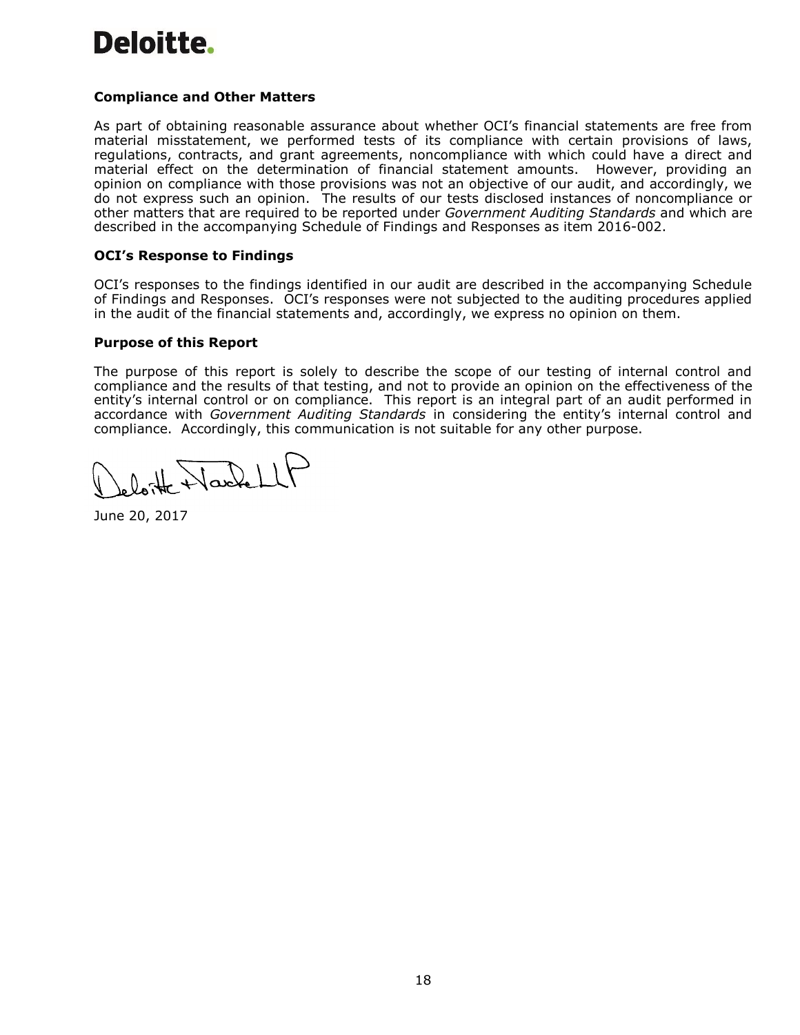Deloitte.

**Compliance and Other Matters**

As part of obtaining reasonable assurance about whether OCI's financial statements are free from material misstatement, we performed tests of its compliance with certain provisions of laws, regulations, contracts, and grant agreements, noncompliance with which could have a direct and material effect on the determination of financial statement amounts. However, providing an opinion on compliance with those provisions was not an objective of our audit, and accordingly, we do not express such an opinion. The results of our tests disclosed instances of noncompliance or other matters that are required to be reported under *Government Auditing Standards* and which are described in the accompanying Schedule of Findings and Responses as item 2016-002.

**OCI's Response to Findings**

OCI's responses to the findings identified in our audit are described in the accompanying Schedule of Findings and Responses. OCI's responses were not subjected to the auditing procedures applied in the audit of the financial statements and, accordingly, we express no opinion on them.

**Purpose of this Report**

The purpose of this report is solely to describe the scope of our testing of internal control and compliance and the results of that testing, and not to provide an opinion on the effectiveness of the entity's internal control or on compliance. This report is an integral part of an audit performed in accordance with *Government Auditing Standards* in considering the entity's internal control and compliance. Accordingly, this communication is not suitable for any other purpose.

Deloitte & Touche LLP

June 20, 2017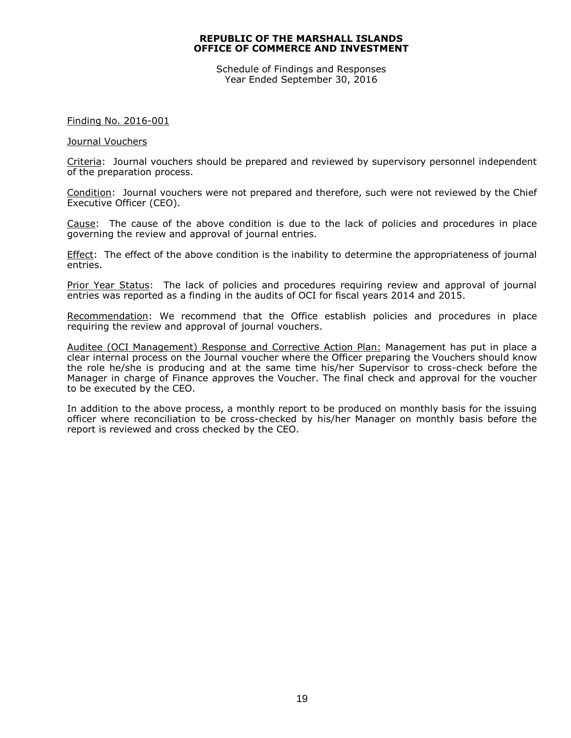**REPUBLIC OF THE MARSHALL ISLANDS**
**OFFICE OF COMMERCE AND INVESTMENT**

Schedule of Findings and Responses
Year Ended September 30, 2016

Finding No. 2016-001

Journal Vouchers

Criteria: Journal vouchers should be prepared and reviewed by supervisory personnel independent of the preparation process.

Condition: Journal vouchers were not prepared and therefore, such were not reviewed by the Chief Executive Officer (CEO).

Cause: The cause of the above condition is due to the lack of policies and procedures in place governing the review and approval of journal entries.

Effect: The effect of the above condition is the inability to determine the appropriateness of journal entries.

Prior Year Status: The lack of policies and procedures requiring review and approval of journal entries was reported as a finding in the audits of OCI for fiscal years 2014 and 2015.

Recommendation: We recommend that the Office establish policies and procedures in place requiring the review and approval of journal vouchers.

Auditee (OCI Management) Response and Corrective Action Plan: Management has put in place a clear internal process on the Journal voucher where the Officer preparing the Vouchers should know the role he/she is producing and at the same time his/her Supervisor to cross-check before the Manager in charge of Finance approves the Voucher. The final check and approval for the voucher to be executed by the CEO.

In addition to the above process, a monthly report to be produced on monthly basis for the issuing officer where reconciliation to be cross-checked by his/her Manager on monthly basis before the report is reviewed and cross checked by the CEO.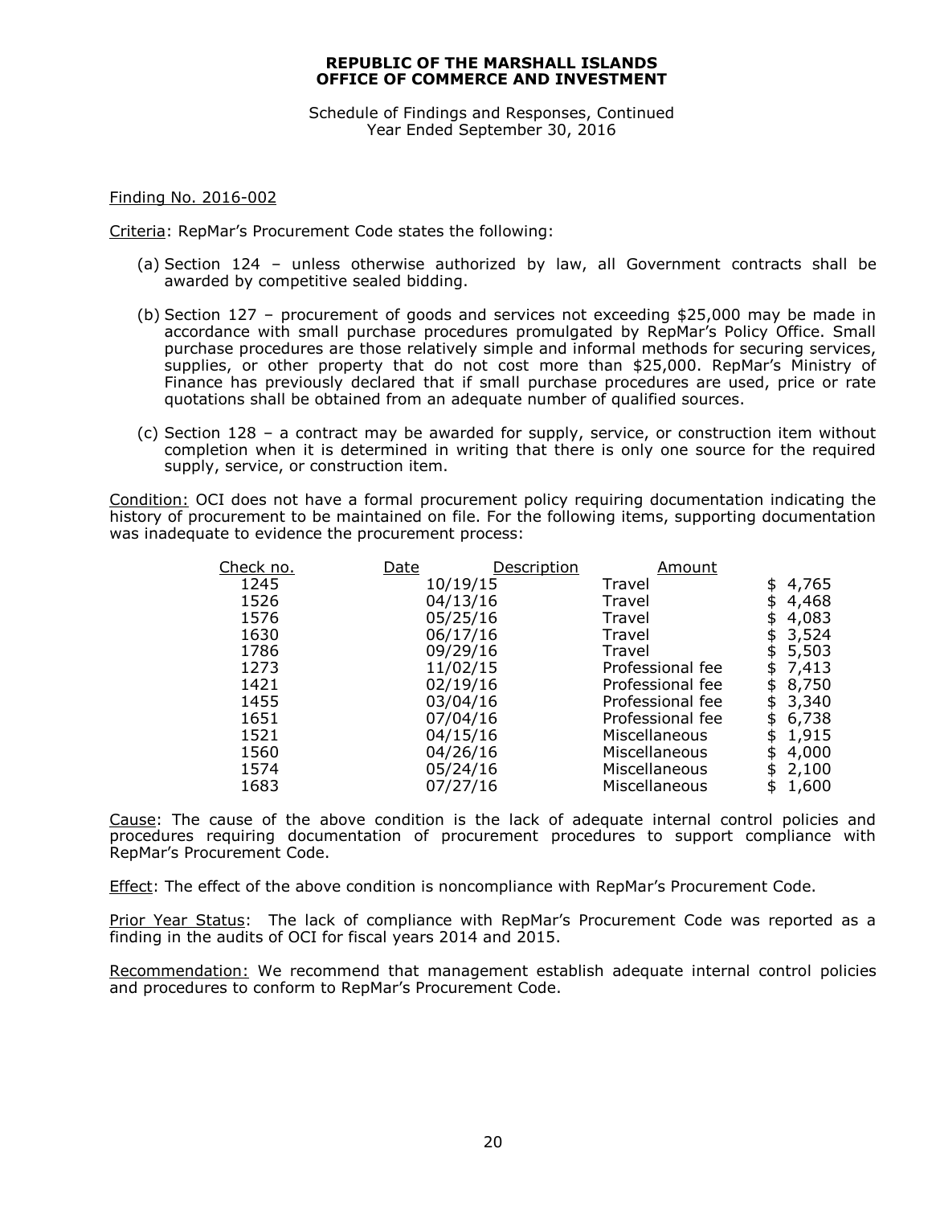**REPUBLIC OF THE MARSHALL ISLANDS**
**OFFICE OF COMMERCE AND INVESTMENT**

Schedule of Findings and Responses, Continued
Year Ended September 30, 2016

Finding No. 2016-002

Criteria: RepMar's Procurement Code states the following:

(a) Section 124 – unless otherwise authorized by law, all Government contracts shall be awarded by competitive sealed bidding.

(b) Section 127 – procurement of goods and services not exceeding $25,000 may be made in accordance with small purchase procedures promulgated by RepMar's Policy Office. Small purchase procedures are those relatively simple and informal methods for securing services, supplies, or other property that do not cost more than $25,000. RepMar's Ministry of Finance has previously declared that if small purchase procedures are used, price or rate quotations shall be obtained from an adequate number of qualified sources.

(c) Section 128 – a contract may be awarded for supply, service, or construction item without completion when it is determined in writing that there is only one source for the required supply, service, or construction item.

Condition: OCI does not have a formal procurement policy requiring documentation indicating the history of procurement to be maintained on file. For the following items, supporting documentation was inadequate to evidence the procurement process:

| Check no. | Date | Description | Amount |
|---|---|---|---|
| 1245 | 10/19/15 | Travel | $ 4,765 |
| 1526 | 04/13/16 | Travel | $ 4,468 |
| 1576 | 05/25/16 | Travel | $ 4,083 |
| 1630 | 06/17/16 | Travel | $ 3,524 |
| 1786 | 09/29/16 | Travel | $ 5,503 |
| 1273 | 11/02/15 | Professional fee | $ 7,413 |
| 1421 | 02/19/16 | Professional fee | $ 8,750 |
| 1455 | 03/04/16 | Professional fee | $ 3,340 |
| 1651 | 07/04/16 | Professional fee | $ 6,738 |
| 1521 | 04/15/16 | Miscellaneous | $ 1,915 |
| 1560 | 04/26/16 | Miscellaneous | $ 4,000 |
| 1574 | 05/24/16 | Miscellaneous | $ 2,100 |
| 1683 | 07/27/16 | Miscellaneous | $ 1,600 |

Cause: The cause of the above condition is the lack of adequate internal control policies and procedures requiring documentation of procurement procedures to support compliance with RepMar's Procurement Code.

Effect: The effect of the above condition is noncompliance with RepMar's Procurement Code.

Prior Year Status: The lack of compliance with RepMar's Procurement Code was reported as a finding in the audits of OCI for fiscal years 2014 and 2015.

Recommendation: We recommend that management establish adequate internal control policies and procedures to conform to RepMar's Procurement Code.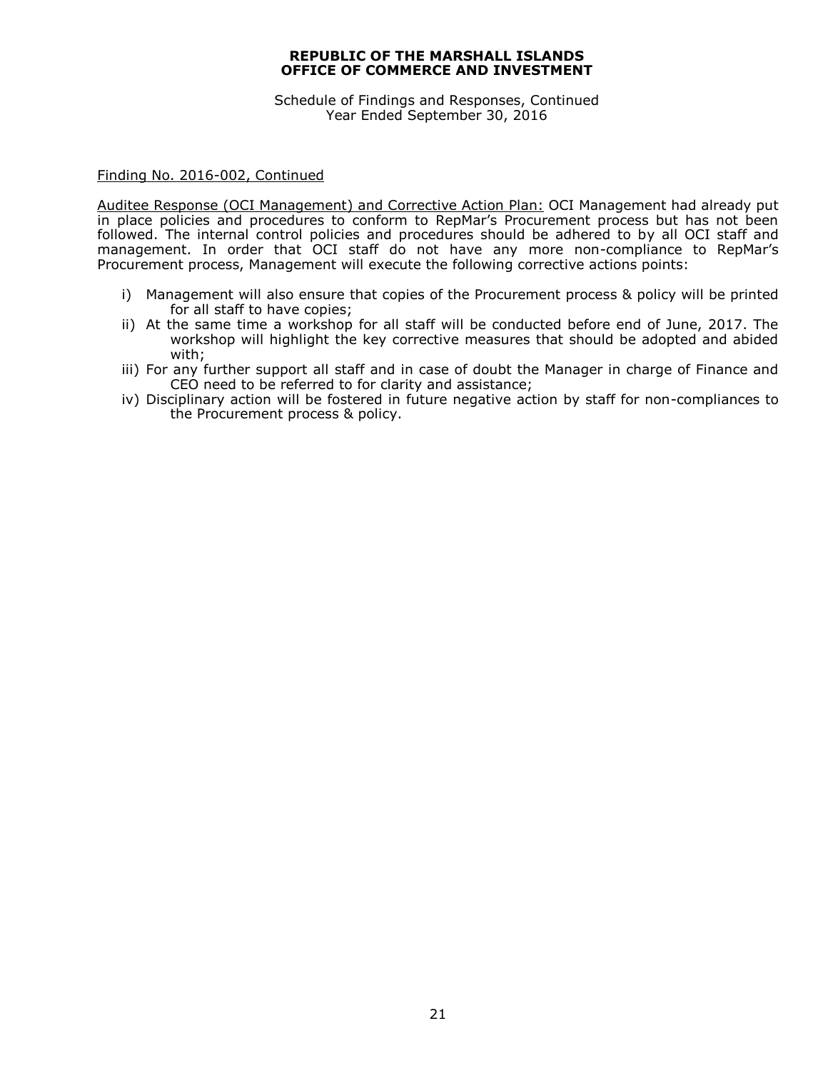**REPUBLIC OF THE MARSHALL ISLANDS**
**OFFICE OF COMMERCE AND INVESTMENT**

Schedule of Findings and Responses, Continued
Year Ended September 30, 2016

Finding No. 2016-002, Continued

Auditee Response (OCI Management) and Corrective Action Plan: OCI Management had already put in place policies and procedures to conform to RepMar's Procurement process but has not been followed. The internal control policies and procedures should be adhered to by all OCI staff and management. In order that OCI staff do not have any more non-compliance to RepMar's Procurement process, Management will execute the following corrective actions points:

i) Management will also ensure that copies of the Procurement process & policy will be printed for all staff to have copies;
ii) At the same time a workshop for all staff will be conducted before end of June, 2017. The workshop will highlight the key corrective measures that should be adopted and abided with;
iii) For any further support all staff and in case of doubt the Manager in charge of Finance and CEO need to be referred to for clarity and assistance;
iv) Disciplinary action will be fostered in future negative action by staff for non-compliances to the Procurement process & policy.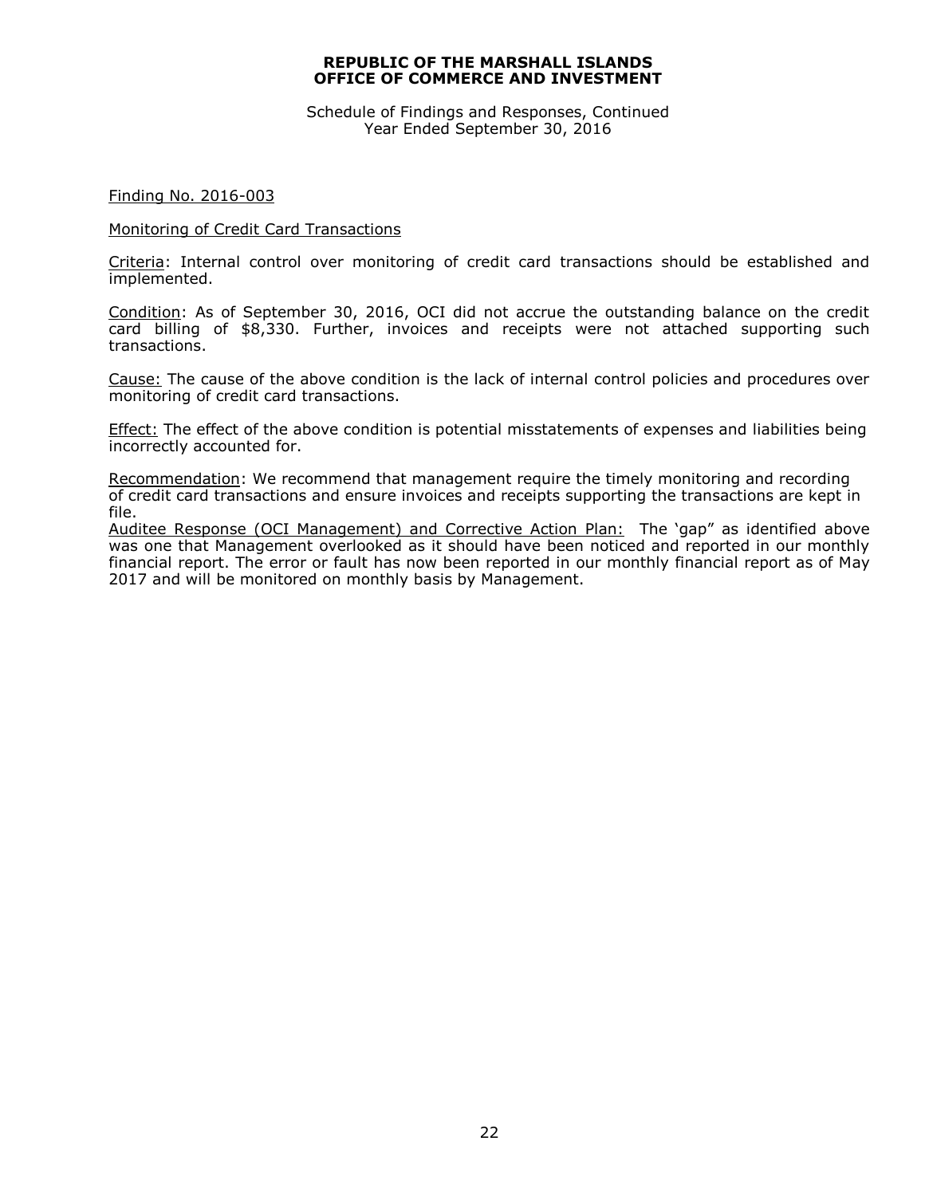**REPUBLIC OF THE MARSHALL ISLANDS**
**OFFICE OF COMMERCE AND INVESTMENT**

Schedule of Findings and Responses, Continued
Year Ended September 30, 2016

Finding No. 2016-003

Monitoring of Credit Card Transactions

Criteria: Internal control over monitoring of credit card transactions should be established and implemented.

Condition: As of September 30, 2016, OCI did not accrue the outstanding balance on the credit card billing of $8,330. Further, invoices and receipts were not attached supporting such transactions.

Cause: The cause of the above condition is the lack of internal control policies and procedures over monitoring of credit card transactions.

Effect: The effect of the above condition is potential misstatements of expenses and liabilities being incorrectly accounted for.

Recommendation: We recommend that management require the timely monitoring and recording of credit card transactions and ensure invoices and receipts supporting the transactions are kept in file.

Auditee Response (OCI Management) and Corrective Action Plan: The 'gap" as identified above was one that Management overlooked as it should have been noticed and reported in our monthly financial report. The error or fault has now been reported in our monthly financial report as of May 2017 and will be monitored on monthly basis by Management.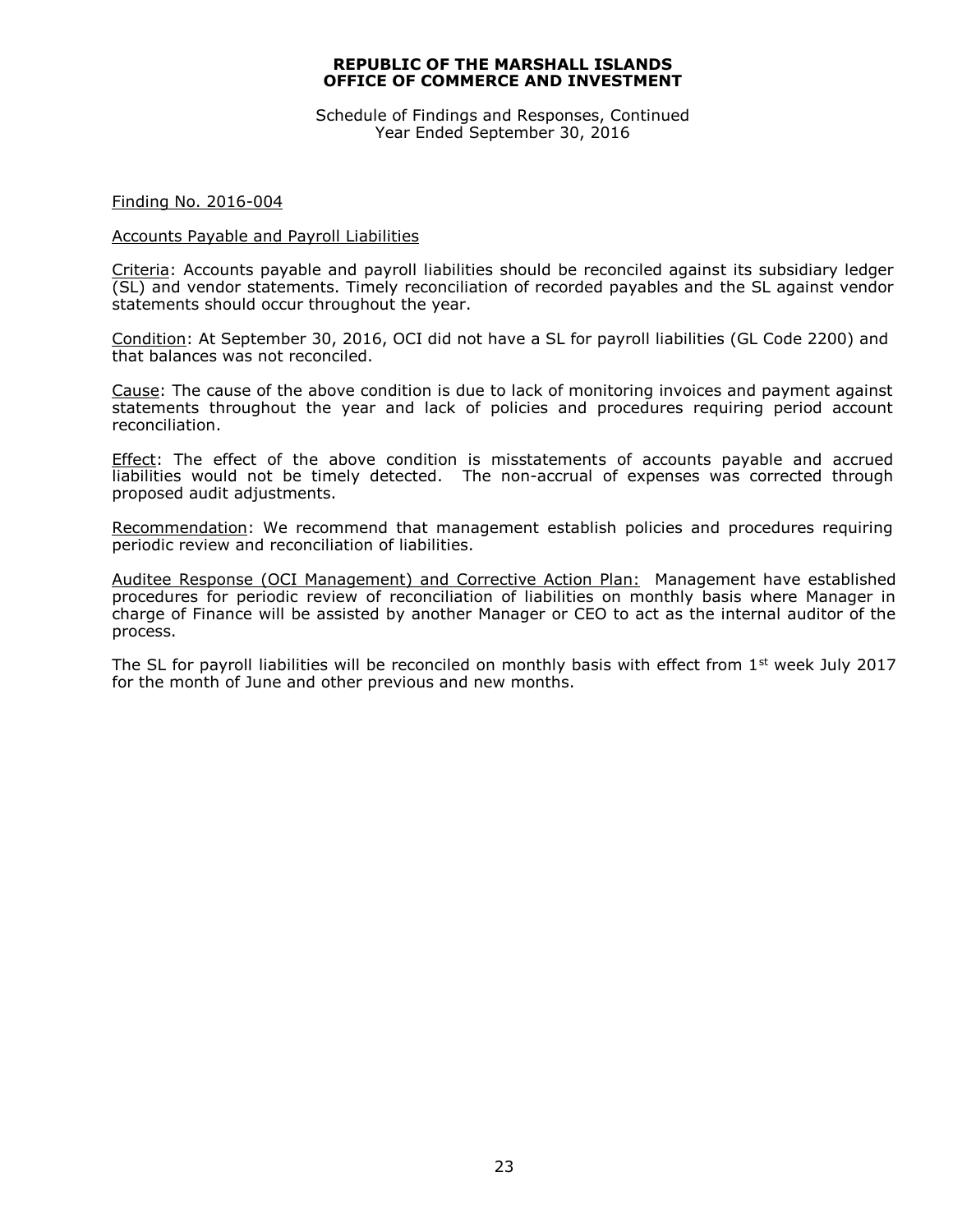**REPUBLIC OF THE MARSHALL ISLANDS**
**OFFICE OF COMMERCE AND INVESTMENT**

Schedule of Findings and Responses, Continued
Year Ended September 30, 2016

Finding No. 2016-004

Accounts Payable and Payroll Liabilities

Criteria: Accounts payable and payroll liabilities should be reconciled against its subsidiary ledger (SL) and vendor statements. Timely reconciliation of recorded payables and the SL against vendor statements should occur throughout the year.

Condition: At September 30, 2016, OCI did not have a SL for payroll liabilities (GL Code 2200) and that balances was not reconciled.

Cause: The cause of the above condition is due to lack of monitoring invoices and payment against statements throughout the year and lack of policies and procedures requiring period account reconciliation.

Effect: The effect of the above condition is misstatements of accounts payable and accrued liabilities would not be timely detected. The non-accrual of expenses was corrected through proposed audit adjustments.

Recommendation: We recommend that management establish policies and procedures requiring periodic review and reconciliation of liabilities.

Auditee Response (OCI Management) and Corrective Action Plan: Management have established procedures for periodic review of reconciliation of liabilities on monthly basis where Manager in charge of Finance will be assisted by another Manager or CEO to act as the internal auditor of the process.

The SL for payroll liabilities will be reconciled on monthly basis with effect from 1st week July 2017 for the month of June and other previous and new months.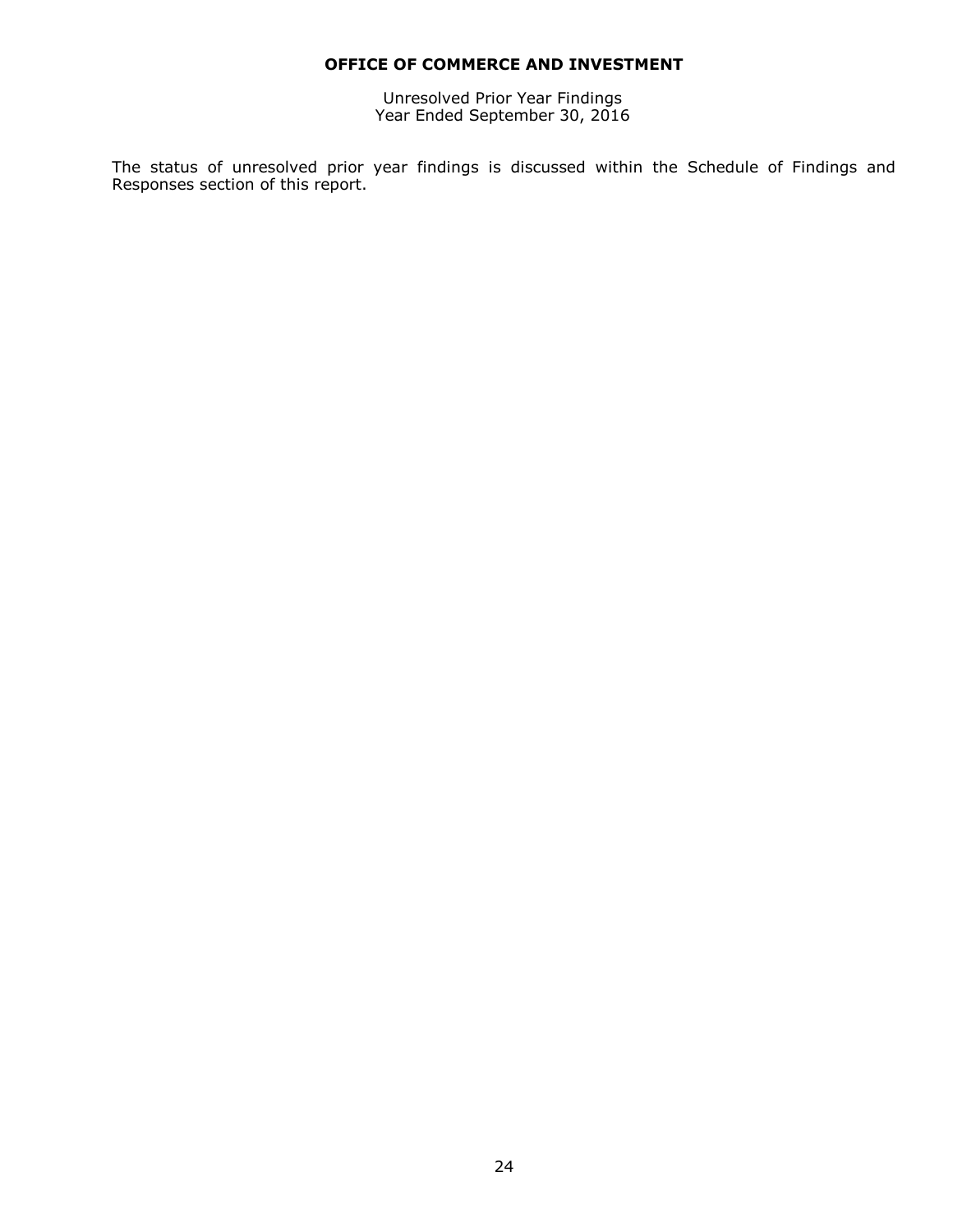**OFFICE OF COMMERCE AND INVESTMENT**

Unresolved Prior Year Findings
Year Ended September 30, 2016

The status of unresolved prior year findings is discussed within the Schedule of Findings and Responses section of this report.